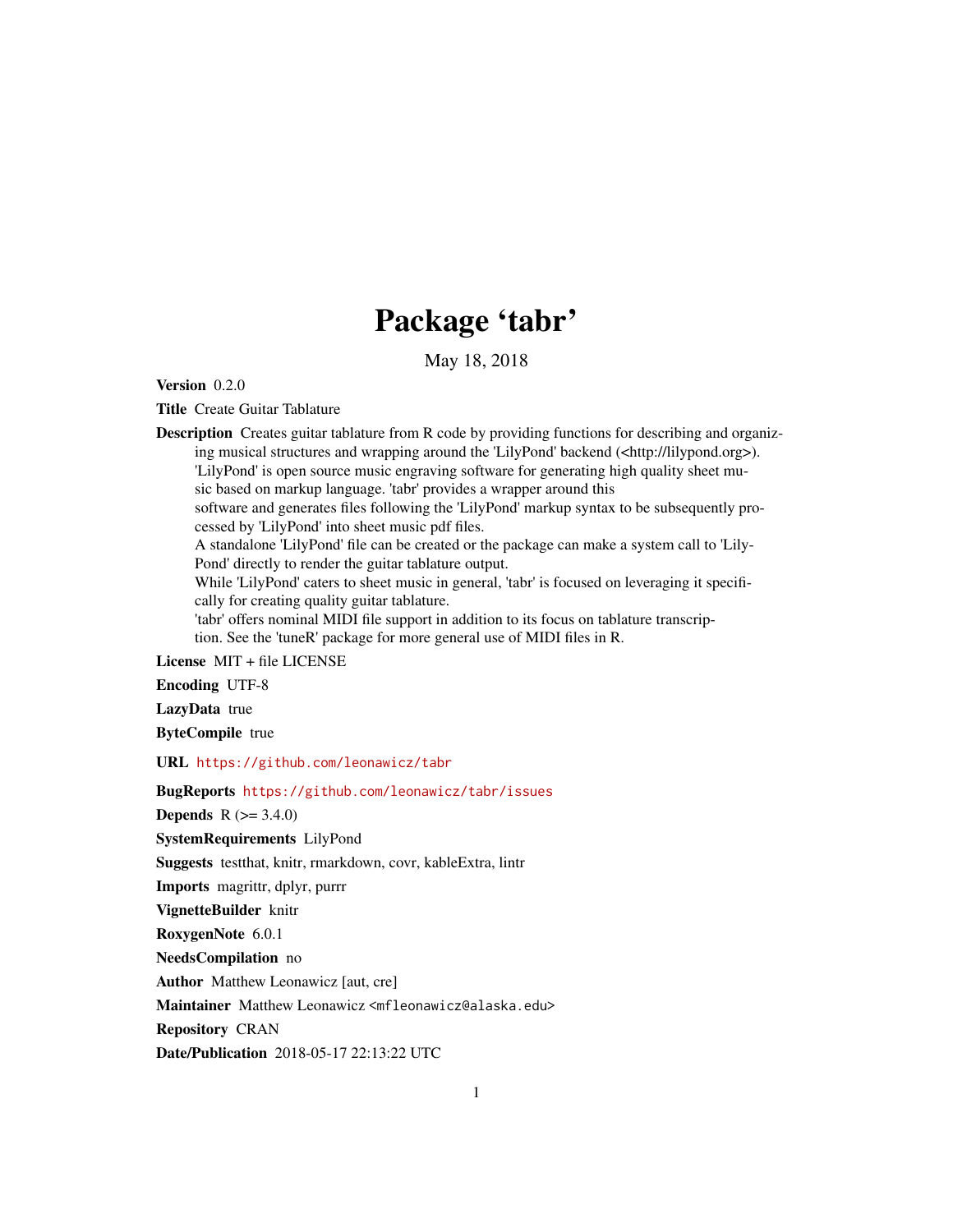# Package 'tabr'

May 18, 2018

**Version** 0.2.0

**Title** Create Guitar Tablature

**Description** Creates guitar tablature from R code by providing functions for describing and organizing musical structures and wrapping around the 'LilyPond' backend (<http://lilypond.org>). 'LilyPond' is open source music engraving software for generating high quality sheet music based on markup language. 'tabr' provides a wrapper around this software and generates files following the 'LilyPond' markup syntax to be subsequently processed by 'LilyPond' into sheet music pdf files.
A standalone 'LilyPond' file can be created or the package can make a system call to 'LilyPond' directly to render the guitar tablature output.
While 'LilyPond' caters to sheet music in general, 'tabr' is focused on leveraging it specifically for creating quality guitar tablature.
'tabr' offers nominal MIDI file support in addition to its focus on tablature transcription. See the 'tuneR' package for more general use of MIDI files in R.

**License** MIT + file LICENSE

**Encoding** UTF-8

**LazyData** true

**ByteCompile** true

**URL** https://github.com/leonawicz/tabr

**BugReports** https://github.com/leonawicz/tabr/issues

**Depends** R (>= 3.4.0)

**SystemRequirements** LilyPond

**Suggests** testthat, knitr, rmarkdown, covr, kableExtra, lintr

**Imports** magrittr, dplyr, purrr

**VignetteBuilder** knitr

**RoxygenNote** 6.0.1

**NeedsCompilation** no

**Author** Matthew Leonawicz [aut, cre]

**Maintainer** Matthew Leonawicz <mfleonawicz@alaska.edu>

**Repository** CRAN

**Date/Publication** 2018-05-17 22:13:22 UTC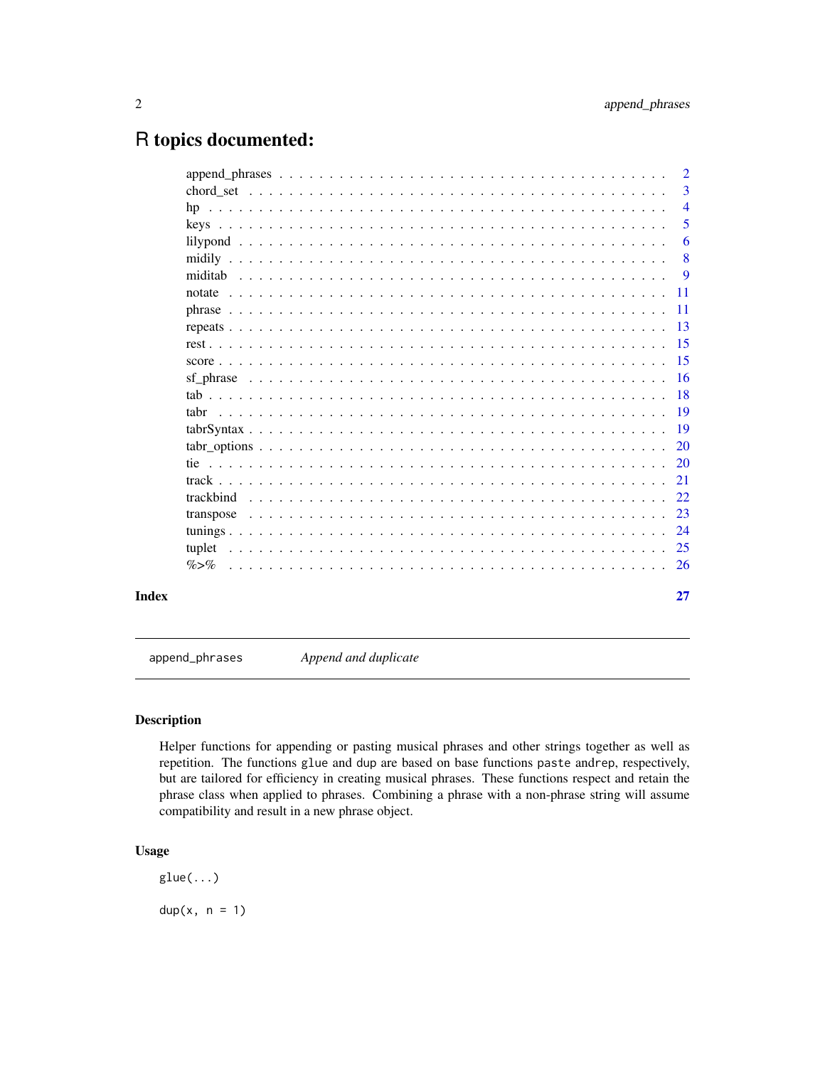# R topics documented:

| | |
|---|---|
| append_phrases | 2 |
| chord_set | 3 |
| hp | 4 |
| keys | 5 |
| lilypond | 6 |
| midily | 8 |
| miditab | 9 |
| notate | 11 |
| phrase | 11 |
| repeats | 13 |
| rest | 15 |
| score | 15 |
| sf_phrase | 16 |
| tab | 18 |
| tabr | 19 |
| tabrSyntax | 19 |
| tabr_options | 20 |
| tie | 20 |
| track | 21 |
| trackbind | 22 |
| transpose | 23 |
| tunings | 24 |
| tuplet | 25 |
| %>% | 26 |

**Index** 27

---

`append_phrases` *Append and duplicate*

---

## Description

Helper functions for appending or pasting musical phrases and other strings together as well as repetition. The functions `glue` and `dup` are based on base functions `paste` and `rep`, respectively, but are tailored for efficiency in creating musical phrases. These functions respect and retain the phrase class when applied to phrases. Combining a phrase with a non-phrase string will assume compatibility and result in a new phrase object.

## Usage

```
glue(...)

dup(x, n = 1)
```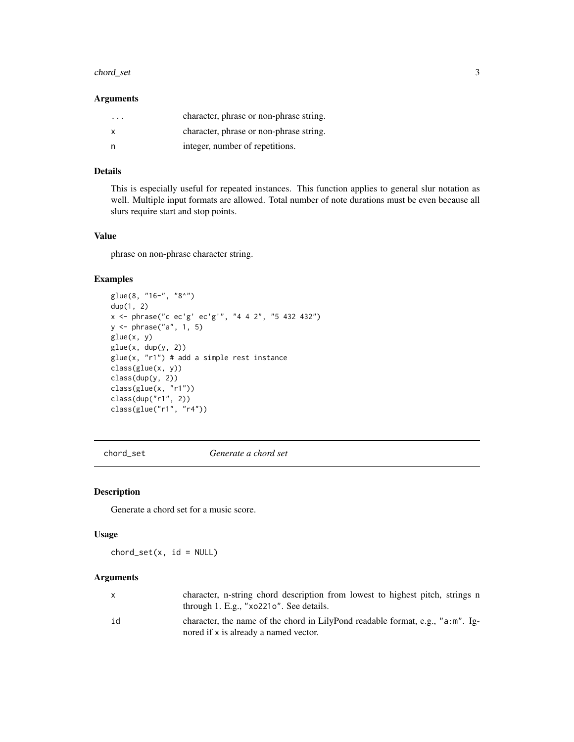### Arguments

| | |
|---|---|
| ... | character, phrase or non-phrase string. |
| x | character, phrase or non-phrase string. |
| n | integer, number of repetitions. |

### Details

This is especially useful for repeated instances. This function applies to general slur notation as well. Multiple input formats are allowed. Total number of note durations must be even because all slurs require start and stop points.

### Value

phrase on non-phrase character string.

### Examples

```
glue(8, "16-", "8^")
dup(1, 2)
x <- phrase("c ec'g' ec'g'", "4 4 2", "5 432 432")
y <- phrase("a", 1, 5)
glue(x, y)
glue(x, dup(y, 2))
glue(x, "r1") # add a simple rest instance
class(glue(x, y))
class(dup(y, 2))
class(glue(x, "r1"))
class(dup("r1", 2))
class(glue("r1", "r4"))
```

---

## chord_set *Generate a chord set*

### Description

Generate a chord set for a music score.

### Usage

```
chord_set(x, id = NULL)
```

### Arguments

| | |
|---|---|
| x | character, n-string chord description from lowest to highest pitch, strings n through 1. E.g., "xo221o". See details. |
| id | character, the name of the chord in LilyPond readable format, e.g., "a:m". Ignored if x is already a named vector. |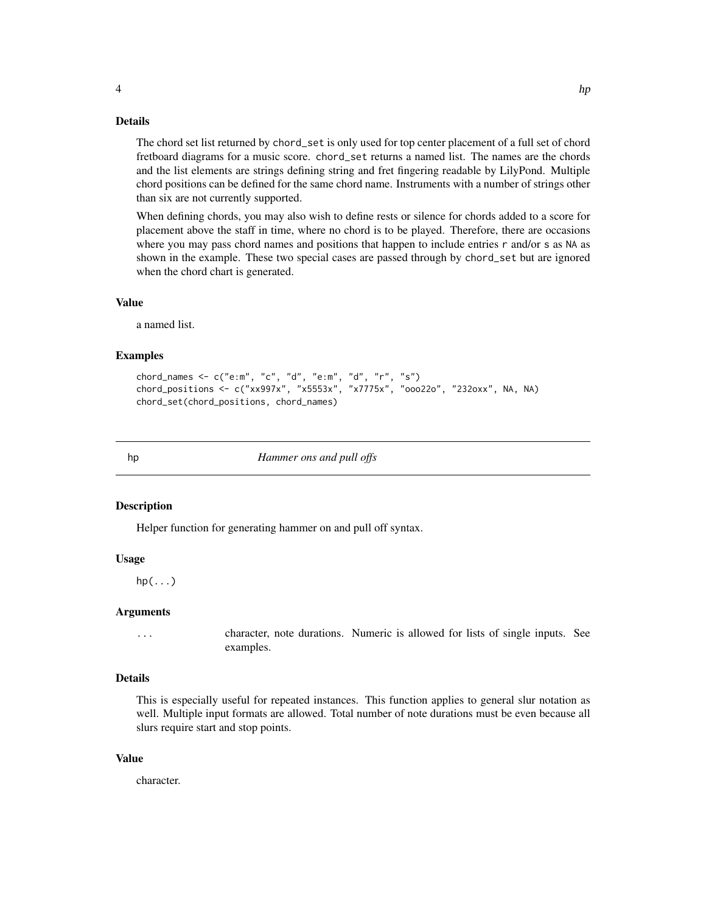### Details

The chord set list returned by chord_set is only used for top center placement of a full set of chord fretboard diagrams for a music score. chord_set returns a named list. The names are the chords and the list elements are strings defining string and fret fingering readable by LilyPond. Multiple chord positions can be defined for the same chord name. Instruments with a number of strings other than six are not currently supported.

When defining chords, you may also wish to define rests or silence for chords added to a score for placement above the staff in time, where no chord is to be played. Therefore, there are occasions where you may pass chord names and positions that happen to include entries r and/or s as NA as shown in the example. These two special cases are passed through by chord_set but are ignored when the chord chart is generated.

### Value

a named list.

### Examples

```
chord_names <- c("e:m", "c", "d", "e:m", "d", "r", "s")
chord_positions <- c("xx997x", "x5553x", "x7775x", "ooo22o", "232oxx", NA, NA)
chord_set(chord_positions, chord_names)
```

---

## hp — *Hammer ons and pull offs*

### Description

Helper function for generating hammer on and pull off syntax.

### Usage

```
hp(...)
```

### Arguments

| | |
|---|---|
| ... | character, note durations. Numeric is allowed for lists of single inputs. See examples. |

### Details

This is especially useful for repeated instances. This function applies to general slur notation as well. Multiple input formats are allowed. Total number of note durations must be even because all slurs require start and stop points.

### Value

character.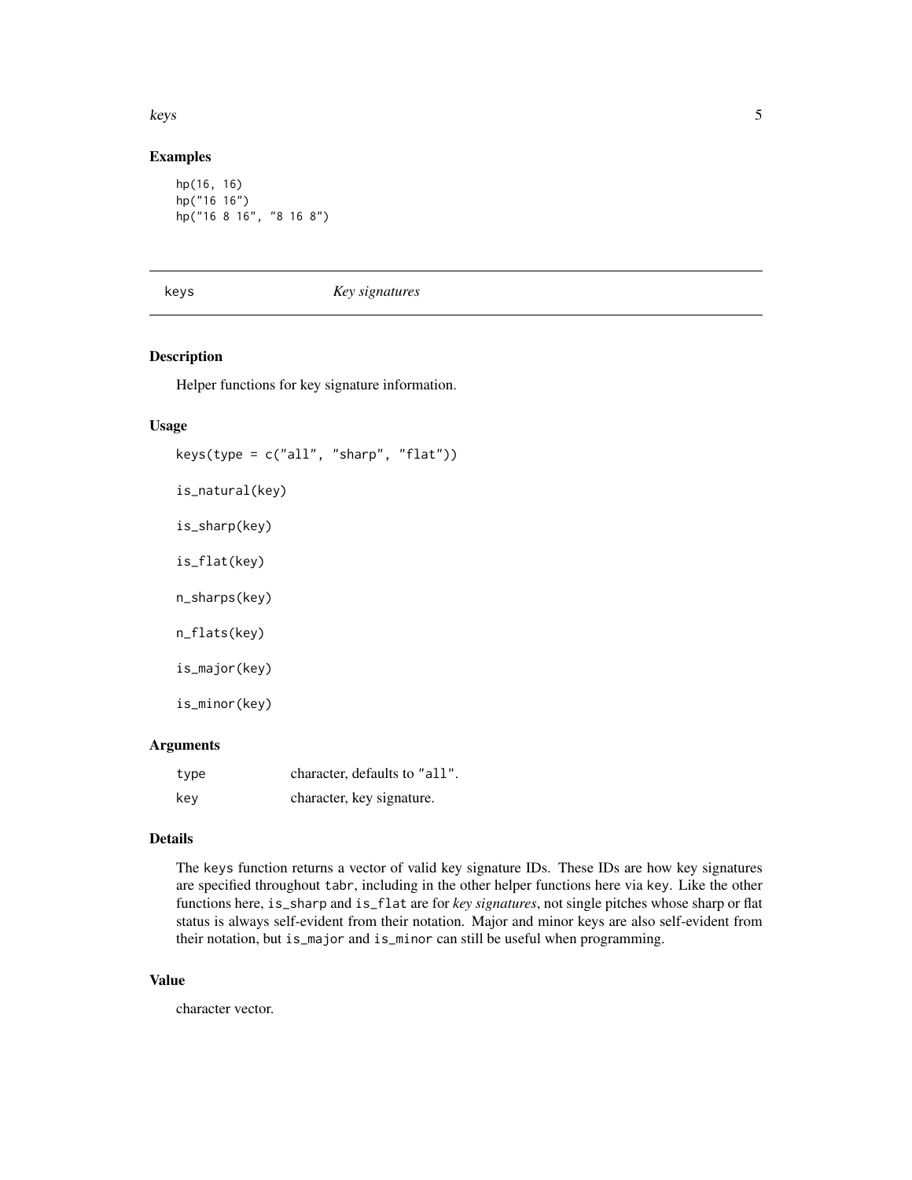### Examples

```
hp(16, 16)
hp("16 16")
hp("16 8 16", "8 16 8")
```

---

## keys — *Key signatures*

### Description

Helper functions for key signature information.

### Usage

```
keys(type = c("all", "sharp", "flat"))

is_natural(key)

is_sharp(key)

is_flat(key)

n_sharps(key)

n_flats(key)

is_major(key)

is_minor(key)
```

### Arguments

| | |
|---|---|
| `type` | character, defaults to `"all"`. |
| `key` | character, key signature. |

### Details

The `keys` function returns a vector of valid key signature IDs. These IDs are how key signatures are specified throughout `tabr`, including in the other helper functions here via `key`. Like the other functions here, `is_sharp` and `is_flat` are for *key signatures*, not single pitches whose sharp or flat status is always self-evident from their notation. Major and minor keys are also self-evident from their notation, but `is_major` and `is_minor` can still be useful when programming.

### Value

character vector.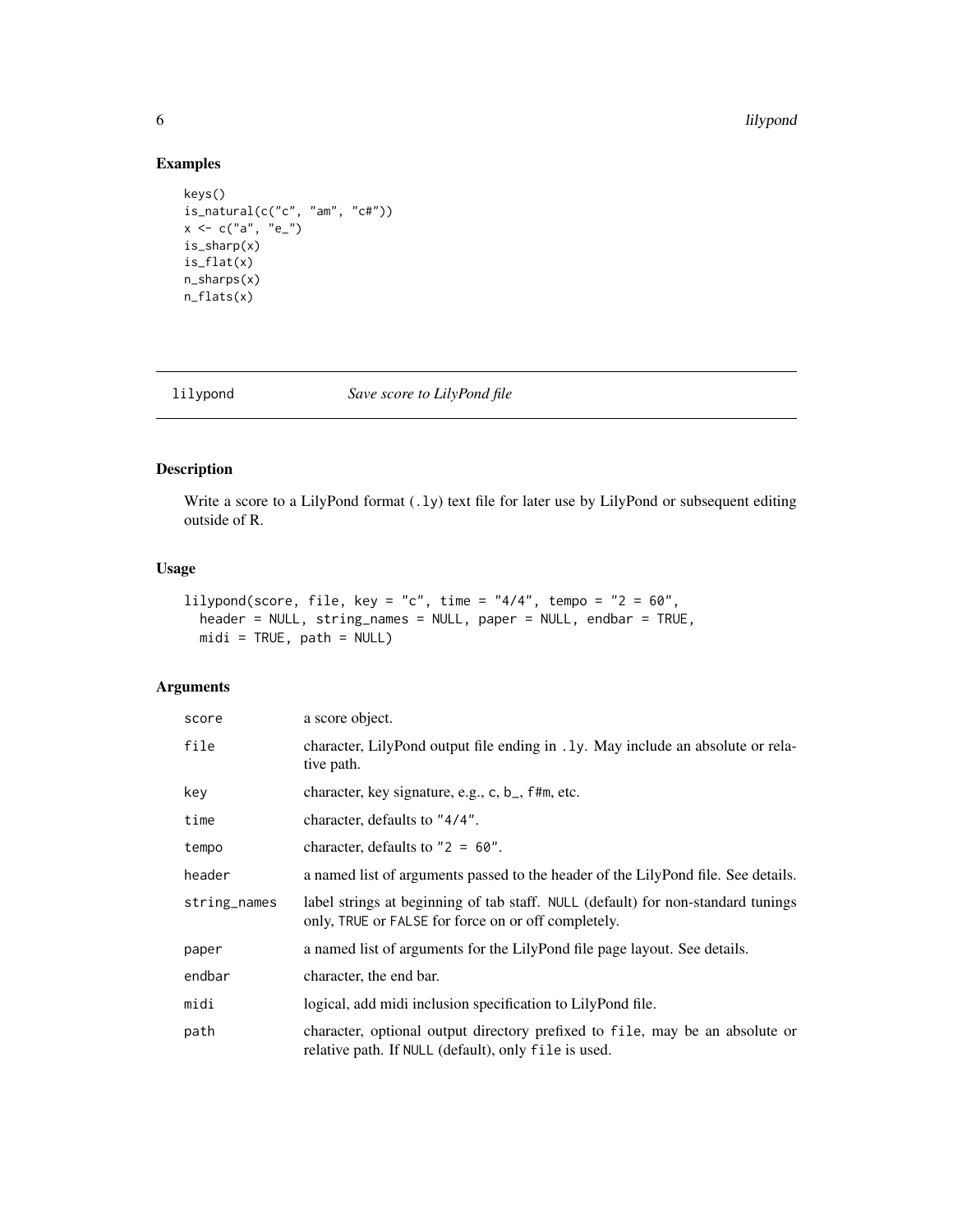## Examples

```
keys()
is_natural(c("c", "am", "c#"))
x <- c("a", "e_")
is_sharp(x)
is_flat(x)
n_sharps(x)
n_flats(x)
```

---

## lilypond — *Save score to LilyPond file*

### Description

Write a score to a LilyPond format (`.ly`) text file for later use by LilyPond or subsequent editing outside of R.

### Usage

```
lilypond(score, file, key = "c", time = "4/4", tempo = "2 = 60",
  header = NULL, string_names = NULL, paper = NULL, endbar = TRUE,
  midi = TRUE, path = NULL)
```

### Arguments

| | |
|---|---|
| `score` | a score object. |
| `file` | character, LilyPond output file ending in `.ly`. May include an absolute or relative path. |
| `key` | character, key signature, e.g., `c`, `b_`, `f#m`, etc. |
| `time` | character, defaults to `"4/4"`. |
| `tempo` | character, defaults to `"2 = 60"`. |
| `header` | a named list of arguments passed to the header of the LilyPond file. See details. |
| `string_names` | label strings at beginning of tab staff. `NULL` (default) for non-standard tunings only, `TRUE` or `FALSE` for force on or off completely. |
| `paper` | a named list of arguments for the LilyPond file page layout. See details. |
| `endbar` | character, the end bar. |
| `midi` | logical, add midi inclusion specification to LilyPond file. |
| `path` | character, optional output directory prefixed to `file`, may be an absolute or relative path. If `NULL` (default), only `file` is used. |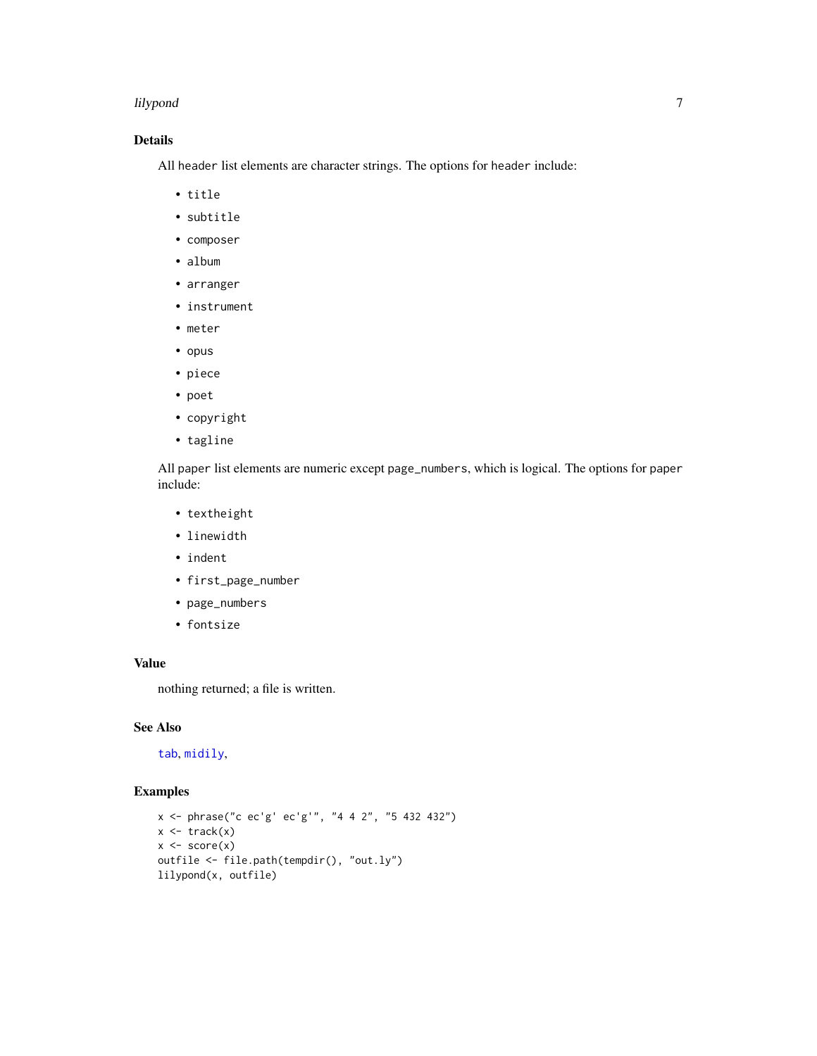### Details

All header list elements are character strings. The options for header include:

- title
- subtitle
- composer
- album
- arranger
- instrument
- meter
- opus
- piece
- poet
- copyright
- tagline

All paper list elements are numeric except page_numbers, which is logical. The options for paper include:

- textheight
- linewidth
- indent
- first_page_number
- page_numbers
- fontsize

### Value

nothing returned; a file is written.

### See Also

tab, midily,

### Examples

```
x <- phrase("c ec'g' ec'g'", "4 4 2", "5 432 432")
x <- track(x)
x <- score(x)
outfile <- file.path(tempdir(), "out.ly")
lilypond(x, outfile)
```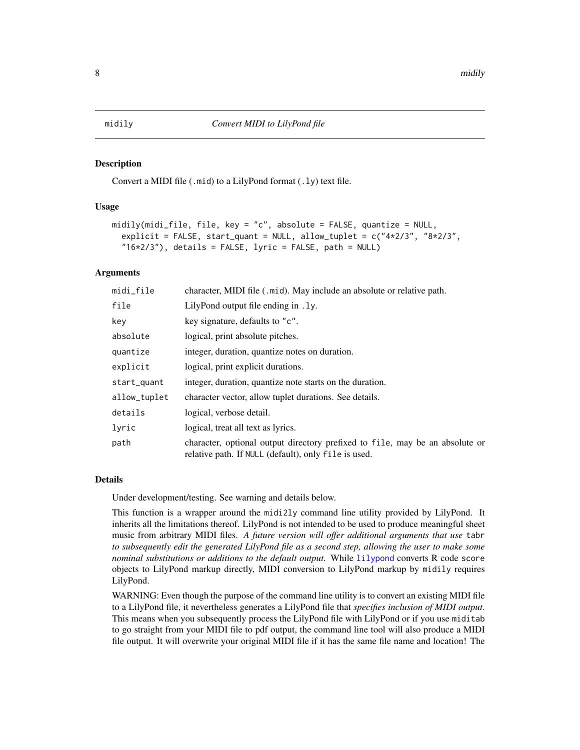## midily — *Convert MIDI to LilyPond file*

### Description

Convert a MIDI file (.mid) to a LilyPond format (.ly) text file.

### Usage

```
midily(midi_file, file, key = "c", absolute = FALSE, quantize = NULL,
  explicit = FALSE, start_quant = NULL, allow_tuplet = c("4*2/3", "8*2/3",
  "16*2/3"), details = FALSE, lyric = FALSE, path = NULL)
```

### Arguments

| Argument | Description |
|---|---|
| `midi_file` | character, MIDI file (`.mid`). May include an absolute or relative path. |
| `file` | LilyPond output file ending in `.ly`. |
| `key` | key signature, defaults to `"c"`. |
| `absolute` | logical, print absolute pitches. |
| `quantize` | integer, duration, quantize notes on duration. |
| `explicit` | logical, print explicit durations. |
| `start_quant` | integer, duration, quantize note starts on the duration. |
| `allow_tuplet` | character vector, allow tuplet durations. See details. |
| `details` | logical, verbose detail. |
| `lyric` | logical, treat all text as lyrics. |
| `path` | character, optional output directory prefixed to `file`, may be an absolute or relative path. If `NULL` (default), only `file` is used. |

### Details

Under development/testing. See warning and details below.

This function is a wrapper around the `midi2ly` command line utility provided by LilyPond. It inherits all the limitations thereof. LilyPond is not intended to be used to produce meaningful sheet music from arbitrary MIDI files. *A future version will offer additional arguments that use* `tabr` *to subsequently edit the generated LilyPond file as a second step, allowing the user to make some nominal substitutions or additions to the default output.* While `lilypond` converts R code `score` objects to LilyPond markup directly, MIDI conversion to LilyPond markup by `midily` requires LilyPond.

WARNING: Even though the purpose of the command line utility is to convert an existing MIDI file to a LilyPond file, it nevertheless generates a LilyPond file that *specifies inclusion of MIDI output*. This means when you subsequently process the LilyPond file with LilyPond or if you use `miditab` to go straight from your MIDI file to pdf output, the command line tool will also produce a MIDI file output. It will overwrite your original MIDI file if it has the same file name and location! The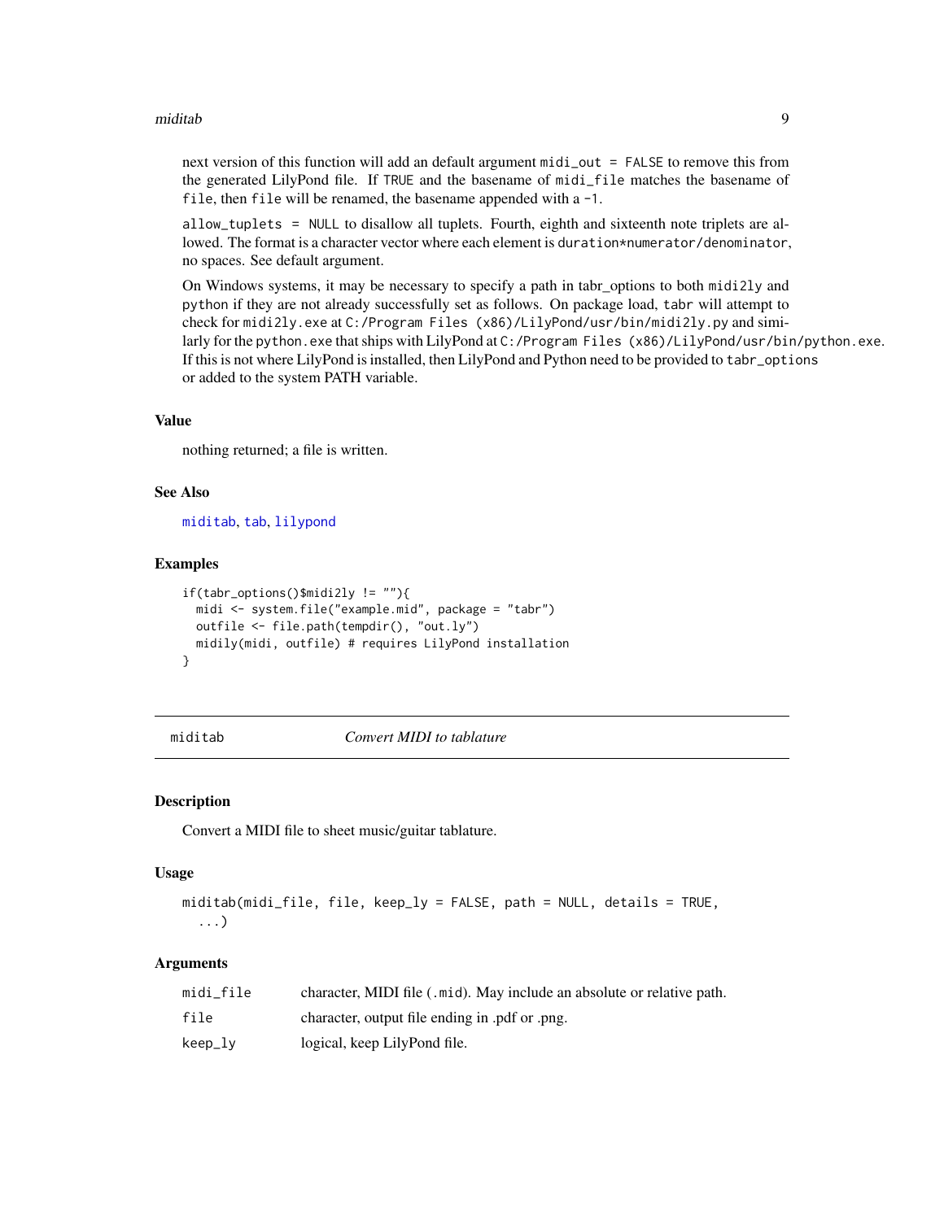next version of this function will add an default argument `midi_out = FALSE` to remove this from the generated LilyPond file. If `TRUE` and the basename of `midi_file` matches the basename of `file`, then `file` will be renamed, the basename appended with a `-1`.

`allow_tuplets = NULL` to disallow all tuplets. Fourth, eighth and sixteenth note triplets are allowed. The format is a character vector where each element is `duration*numerator/denominator`, no spaces. See default argument.

On Windows systems, it may be necessary to specify a path in tabr_options to both `midi2ly` and `python` if they are not already successfully set as follows. On package load, `tabr` will attempt to check for `midi2ly.exe` at `C:/Program Files (x86)/LilyPond/usr/bin/midi2ly.py` and similarly for the `python.exe` that ships with LilyPond at `C:/Program Files (x86)/LilyPond/usr/bin/python.exe`. If this is not where LilyPond is installed, then LilyPond and Python need to be provided to `tabr_options` or added to the system PATH variable.

### Value

nothing returned; a file is written.

### See Also

`miditab`, `tab`, `lilypond`

### Examples

```
if(tabr_options()$midi2ly != ""){
  midi <- system.file("example.mid", package = "tabr")
  outfile <- file.path(tempdir(), "out.ly")
  midily(midi, outfile) # requires LilyPond installation
}
```

---

## miditab — *Convert MIDI to tablature*

---

### Description

Convert a MIDI file to sheet music/guitar tablature.

### Usage

```
miditab(midi_file, file, keep_ly = FALSE, path = NULL, details = TRUE,
  ...)
```

### Arguments

| | |
|---|---|
| `midi_file` | character, MIDI file (`.mid`). May include an absolute or relative path. |
| `file` | character, output file ending in .pdf or .png. |
| `keep_ly` | logical, keep LilyPond file. |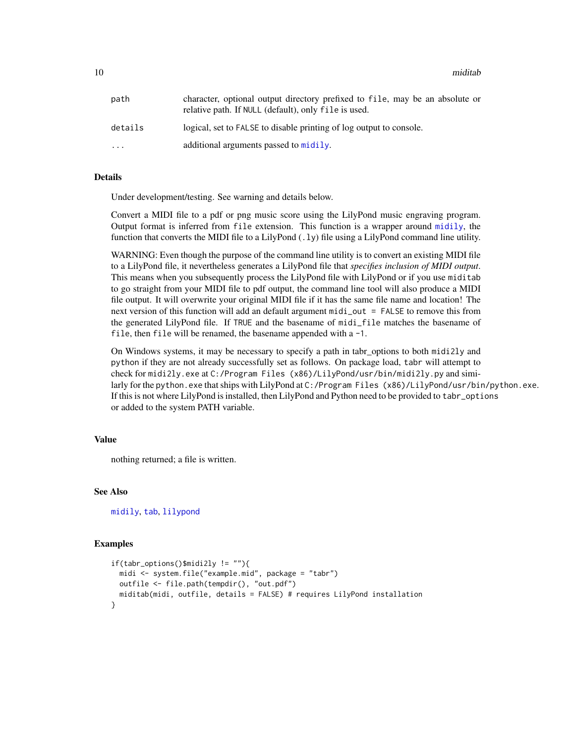| | |
|---|---|
| path | character, optional output directory prefixed to file, may be an absolute or relative path. If NULL (default), only file is used. |
| details | logical, set to FALSE to disable printing of log output to console. |
| ... | additional arguments passed to midily. |

### Details

Under development/testing. See warning and details below.

Convert a MIDI file to a pdf or png music score using the LilyPond music engraving program. Output format is inferred from file extension. This function is a wrapper around midily, the function that converts the MIDI file to a LilyPond (.ly) file using a LilyPond command line utility.

WARNING: Even though the purpose of the command line utility is to convert an existing MIDI file to a LilyPond file, it nevertheless generates a LilyPond file that *specifies inclusion of MIDI output*. This means when you subsequently process the LilyPond file with LilyPond or if you use miditab to go straight from your MIDI file to pdf output, the command line tool will also produce a MIDI file output. It will overwrite your original MIDI file if it has the same file name and location! The next version of this function will add an default argument midi_out = FALSE to remove this from the generated LilyPond file. If TRUE and the basename of midi_file matches the basename of file, then file will be renamed, the basename appended with a -1.

On Windows systems, it may be necessary to specify a path in tabr_options to both midi2ly and python if they are not already successfully set as follows. On package load, tabr will attempt to check for midi2ly.exe at C:/Program Files (x86)/LilyPond/usr/bin/midi2ly.py and similarly for the python.exe that ships with LilyPond at C:/Program Files (x86)/LilyPond/usr/bin/python.exe. If this is not where LilyPond is installed, then LilyPond and Python need to be provided to tabr_options or added to the system PATH variable.

### Value

nothing returned; a file is written.

### See Also

midily, tab, lilypond

### Examples

```
if(tabr_options()$midi2ly != ""){
  midi <- system.file("example.mid", package = "tabr")
  outfile <- file.path(tempdir(), "out.pdf")
  miditab(midi, outfile, details = FALSE) # requires LilyPond installation
}
```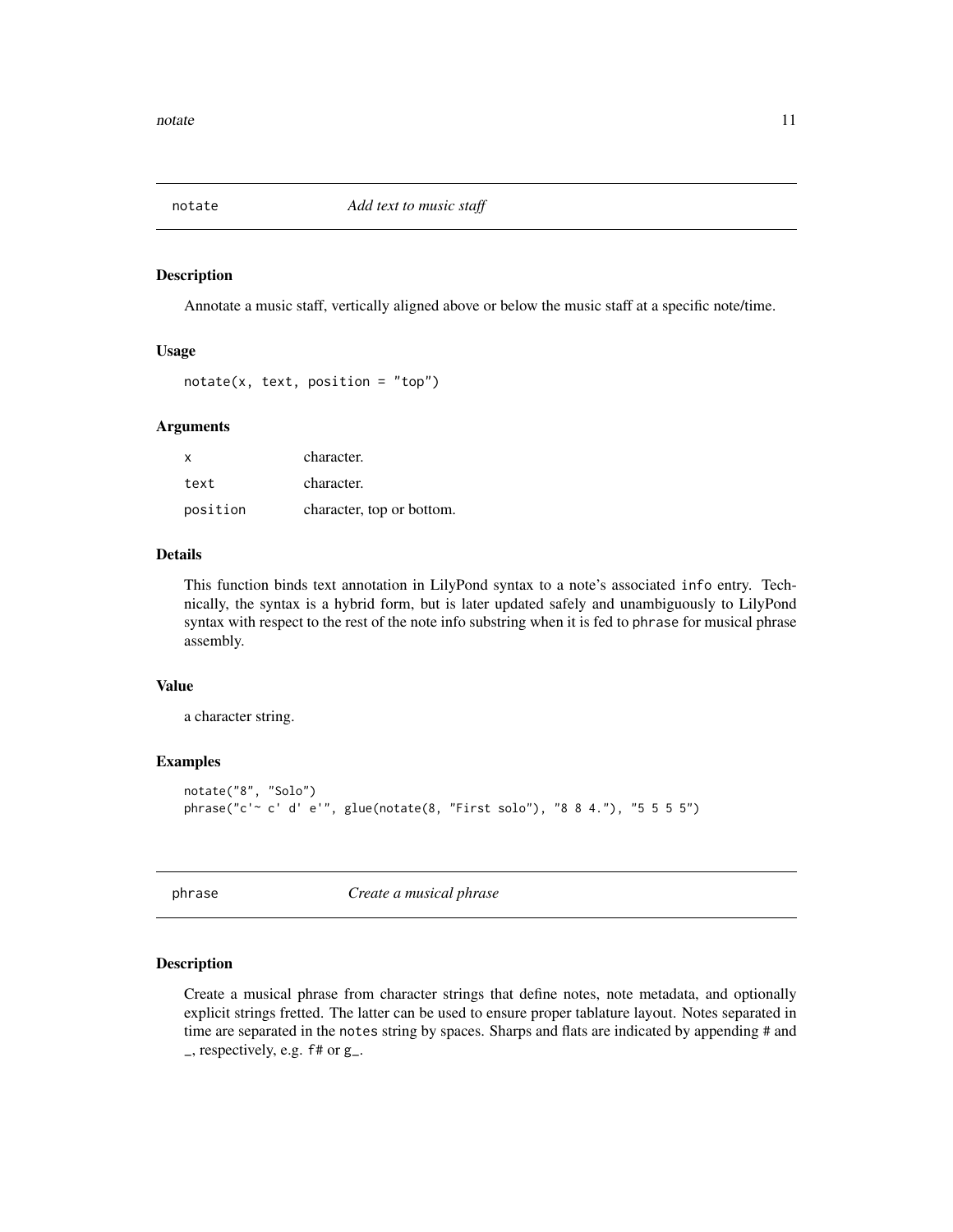## notate — *Add text to music staff*

### Description

Annotate a music staff, vertically aligned above or below the music staff at a specific note/time.

### Usage

```
notate(x, text, position = "top")
```

### Arguments

| | |
|---|---|
| `x` | character. |
| `text` | character. |
| `position` | character, top or bottom. |

### Details

This function binds text annotation in LilyPond syntax to a note's associated `info` entry. Technically, the syntax is a hybrid form, but is later updated safely and unambiguously to LilyPond syntax with respect to the rest of the note info substring when it is fed to `phrase` for musical phrase assembly.

### Value

a character string.

### Examples

```
notate("8", "Solo")
phrase("c'~ c' d' e'", glue(notate(8, "First solo"), "8 8 4."), "5 5 5 5")
```

## phrase — *Create a musical phrase*

### Description

Create a musical phrase from character strings that define notes, note metadata, and optionally explicit strings fretted. The latter can be used to ensure proper tablature layout. Notes separated in time are separated in the `notes` string by spaces. Sharps and flats are indicated by appending `#` and `_`, respectively, e.g. `f#` or `g_`.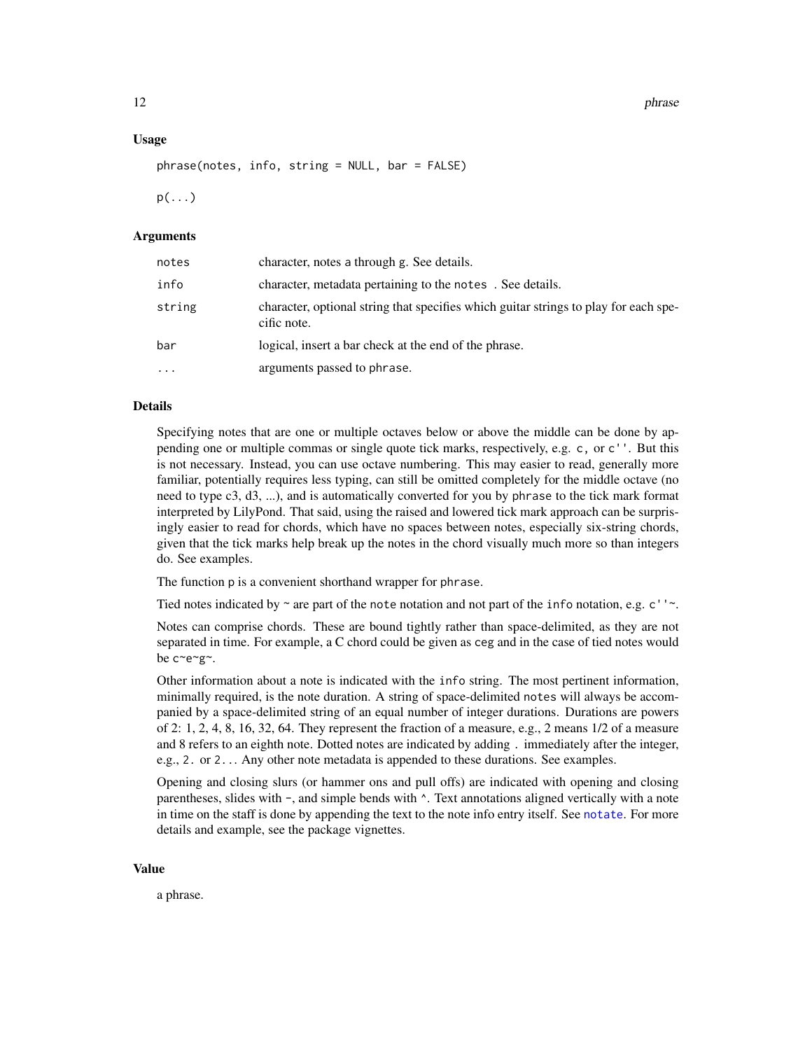### Usage

```
phrase(notes, info, string = NULL, bar = FALSE)

p(...)
```

### Arguments

| | |
|---|---|
| notes | character, notes a through g. See details. |
| info | character, metadata pertaining to the notes . See details. |
| string | character, optional string that specifies which guitar strings to play for each specific note. |
| bar | logical, insert a bar check at the end of the phrase. |
| ... | arguments passed to phrase. |

### Details

Specifying notes that are one or multiple octaves below or above the middle can be done by appending one or multiple commas or single quote tick marks, respectively, e.g. `c,` or `c''`. But this is not necessary. Instead, you can use octave numbering. This may easier to read, generally more familiar, potentially requires less typing, can still be omitted completely for the middle octave (no need to type c3, d3, ...), and is automatically converted for you by `phrase` to the tick mark format interpreted by LilyPond. That said, using the raised and lowered tick mark approach can be surprisingly easier to read for chords, which have no spaces between notes, especially six-string chords, given that the tick marks help break up the notes in the chord visually much more so than integers do. See examples.

The function `p` is a convenient shorthand wrapper for `phrase`.

Tied notes indicated by ~ are part of the `note` notation and not part of the `info` notation, e.g. `c''~`.

Notes can comprise chords. These are bound tightly rather than space-delimited, as they are not separated in time. For example, a C chord could be given as `ceg` and in the case of tied notes would be `c~e~g~`.

Other information about a note is indicated with the `info` string. The most pertinent information, minimally required, is the note duration. A string of space-delimited `notes` will always be accompanied by a space-delimited string of an equal number of integer durations. Durations are powers of 2: 1, 2, 4, 8, 16, 32, 64. They represent the fraction of a measure, e.g., 2 means 1/2 of a measure and 8 refers to an eighth note. Dotted notes are indicated by adding `.` immediately after the integer, e.g., `2.` or `2..`. Any other note metadata is appended to these durations. See examples.

Opening and closing slurs (or hammer ons and pull offs) are indicated with opening and closing parentheses, slides with `-`, and simple bends with `^`. Text annotations aligned vertically with a note in time on the staff is done by appending the text to the note info entry itself. See `notate`. For more details and example, see the package vignettes.

### Value

a phrase.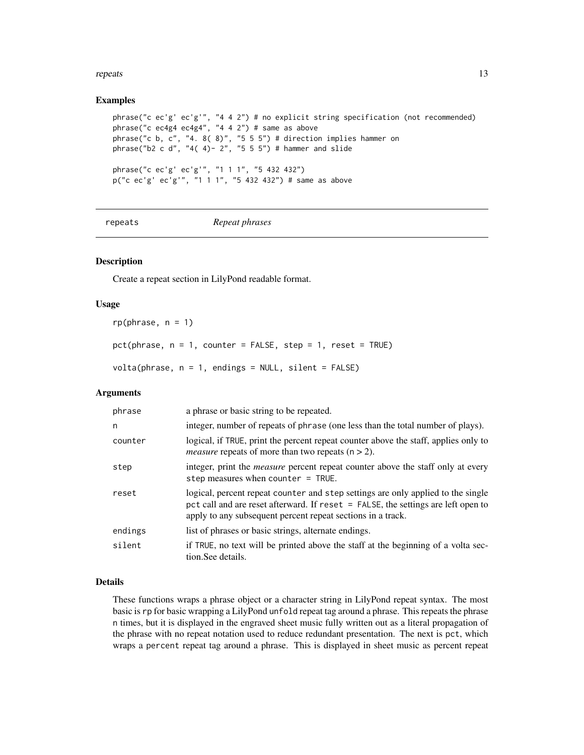## Examples

```
phrase("c ec'g' ec'g'", "4 4 2") # no explicit string specification (not recommended)
phrase("c ec4g4 ec4g4", "4 4 2") # same as above
phrase("c b, c", "4. 8( 8)", "5 5 5") # direction implies hammer on
phrase("b2 c d", "4( 4)- 2", "5 5 5") # hammer and slide

phrase("c ec'g' ec'g'", "1 1 1", "5 432 432")
p("c ec'g' ec'g'", "1 1 1", "5 432 432") # same as above
```

---

# repeats — *Repeat phrases*

## Description

Create a repeat section in LilyPond readable format.

## Usage

```
rp(phrase, n = 1)

pct(phrase, n = 1, counter = FALSE, step = 1, reset = TRUE)

volta(phrase, n = 1, endings = NULL, silent = FALSE)
```

## Arguments

| Argument | Description |
|---|---|
| phrase | a phrase or basic string to be repeated. |
| n | integer, number of repeats of phrase (one less than the total number of plays). |
| counter | logical, if TRUE, print the percent repeat counter above the staff, applies only to *measure* repeats of more than two repeats (n > 2). |
| step | integer, print the *measure* percent repeat counter above the staff only at every step measures when counter = TRUE. |
| reset | logical, percent repeat counter and step settings are only applied to the single pct call and are reset afterward. If reset = FALSE, the settings are left open to apply to any subsequent percent repeat sections in a track. |
| endings | list of phrases or basic strings, alternate endings. |
| silent | if TRUE, no text will be printed above the staff at the beginning of a volta section.See details. |

## Details

These functions wraps a phrase object or a character string in LilyPond repeat syntax. The most basic is rp for basic wrapping a LilyPond unfold repeat tag around a phrase. This repeats the phrase n times, but it is displayed in the engraved sheet music fully written out as a literal propagation of the phrase with no repeat notation used to reduce redundant presentation. The next is pct, which wraps a percent repeat tag around a phrase. This is displayed in sheet music as percent repeat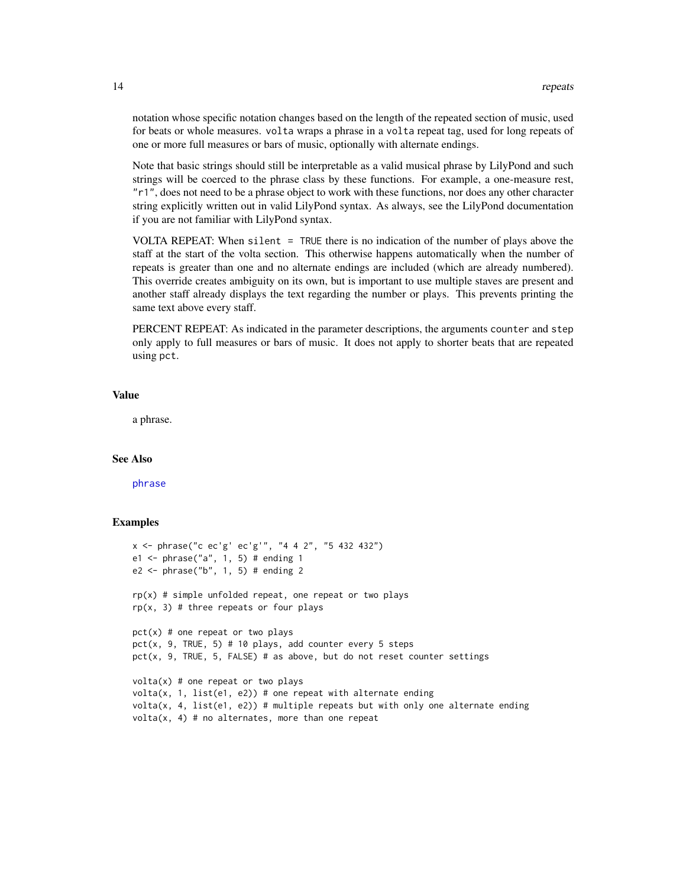notation whose specific notation changes based on the length of the repeated section of music, used for beats or whole measures. `volta` wraps a phrase in a `volta` repeat tag, used for long repeats of one or more full measures or bars of music, optionally with alternate endings.

Note that basic strings should still be interpretable as a valid musical phrase by LilyPond and such strings will be coerced to the phrase class by these functions. For example, a one-measure rest, `"r1"`, does not need to be a phrase object to work with these functions, nor does any other character string explicitly written out in valid LilyPond syntax. As always, see the LilyPond documentation if you are not familiar with LilyPond syntax.

VOLTA REPEAT: When `silent = TRUE` there is no indication of the number of plays above the staff at the start of the volta section. This otherwise happens automatically when the number of repeats is greater than one and no alternate endings are included (which are already numbered). This override creates ambiguity on its own, but is important to use multiple staves are present and another staff already displays the text regarding the number or plays. This prevents printing the same text above every staff.

PERCENT REPEAT: As indicated in the parameter descriptions, the arguments `counter` and `step` only apply to full measures or bars of music. It does not apply to shorter beats that are repeated using `pct`.

### Value

a phrase.

### See Also

phrase

### Examples

```
x <- phrase("c ec'g' ec'g'", "4 4 2", "5 432 432")
e1 <- phrase("a", 1, 5) # ending 1
e2 <- phrase("b", 1, 5) # ending 2

rp(x) # simple unfolded repeat, one repeat or two plays
rp(x, 3) # three repeats or four plays

pct(x) # one repeat or two plays
pct(x, 9, TRUE, 5) # 10 plays, add counter every 5 steps
pct(x, 9, TRUE, 5, FALSE) # as above, but do not reset counter settings

volta(x) # one repeat or two plays
volta(x, 1, list(e1, e2)) # one repeat with alternate ending
volta(x, 4, list(e1, e2)) # multiple repeats but with only one alternate ending
volta(x, 4) # no alternates, more than one repeat
```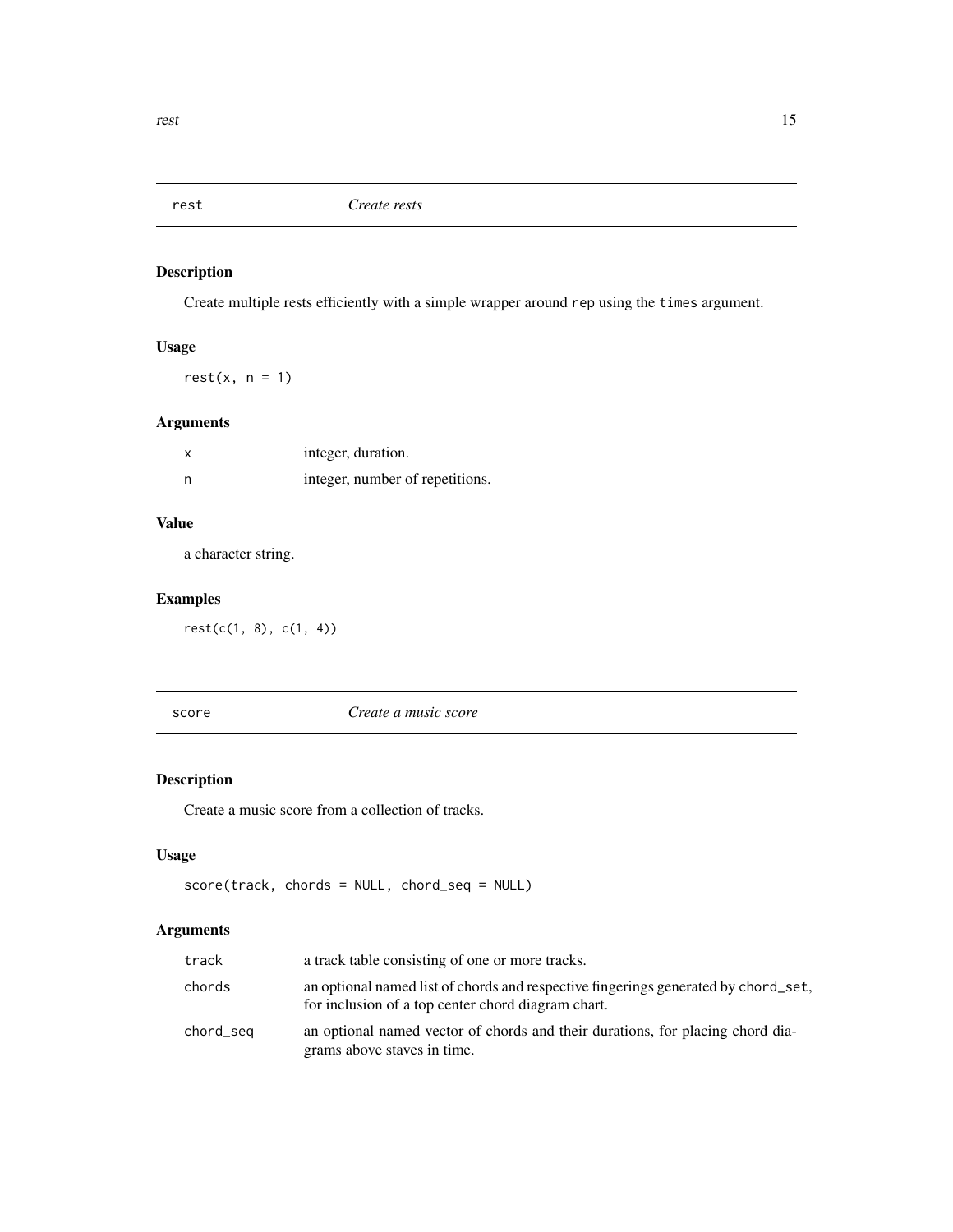## rest — *Create rests*

### Description

Create multiple rests efficiently with a simple wrapper around `rep` using the `times` argument.

### Usage

```
rest(x, n = 1)
```

### Arguments

| | |
|---|---|
| `x` | integer, duration. |
| `n` | integer, number of repetitions. |

### Value

a character string.

### Examples

```
rest(c(1, 8), c(1, 4))
```

## score — *Create a music score*

### Description

Create a music score from a collection of tracks.

### Usage

```
score(track, chords = NULL, chord_seq = NULL)
```

### Arguments

| | |
|---|---|
| `track` | a track table consisting of one or more tracks. |
| `chords` | an optional named list of chords and respective fingerings generated by `chord_set`, for inclusion of a top center chord diagram chart. |
| `chord_seq` | an optional named vector of chords and their durations, for placing chord diagrams above staves in time. |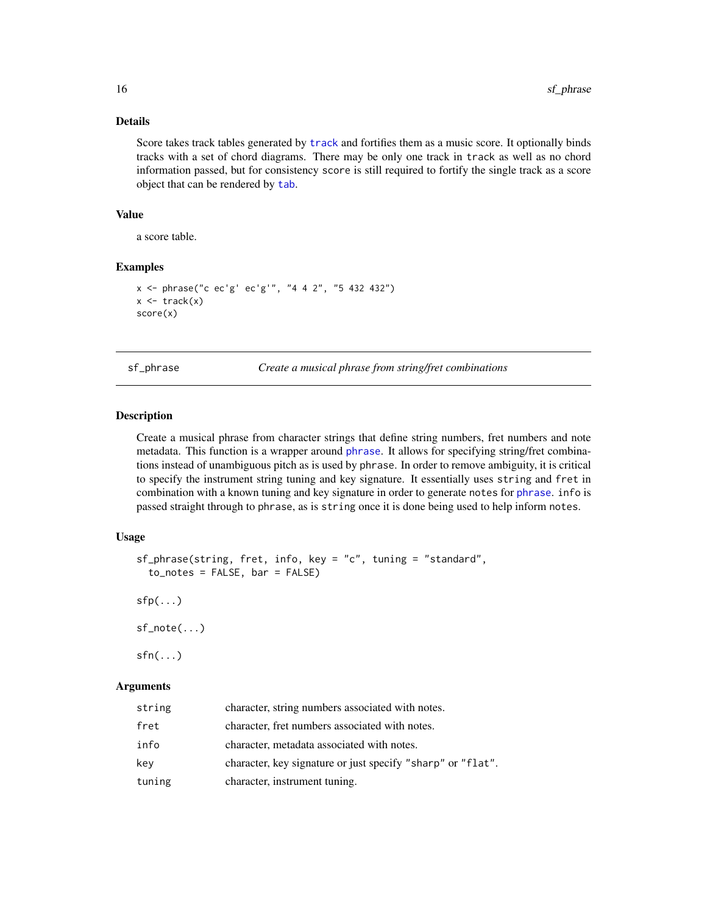## Details

Score takes track tables generated by `track` and fortifies them as a music score. It optionally binds tracks with a set of chord diagrams. There may be only one track in `track` as well as no chord information passed, but for consistency `score` is still required to fortify the single track as a score object that can be rendered by `tab`.

## Value

a score table.

## Examples

```
x <- phrase("c ec'g' ec'g'", "4 4 2", "5 432 432")
x <- track(x)
score(x)
```

---

# sf_phrase — *Create a musical phrase from string/fret combinations*

## Description

Create a musical phrase from character strings that define string numbers, fret numbers and note metadata. This function is a wrapper around `phrase`. It allows for specifying string/fret combinations instead of unambiguous pitch as is used by `phrase`. In order to remove ambiguity, it is critical to specify the instrument string tuning and key signature. It essentially uses `string` and `fret` in combination with a known tuning and key signature in order to generate `notes` for `phrase`. `info` is passed straight through to `phrase`, as is `string` once it is done being used to help inform `notes`.

## Usage

```
sf_phrase(string, fret, info, key = "c", tuning = "standard",
  to_notes = FALSE, bar = FALSE)

sfp(...)

sf_note(...)

sfn(...)
```

## Arguments

| | |
|---|---|
| `string` | character, string numbers associated with notes. |
| `fret` | character, fret numbers associated with notes. |
| `info` | character, metadata associated with notes. |
| `key` | character, key signature or just specify "sharp" or "flat". |
| `tuning` | character, instrument tuning. |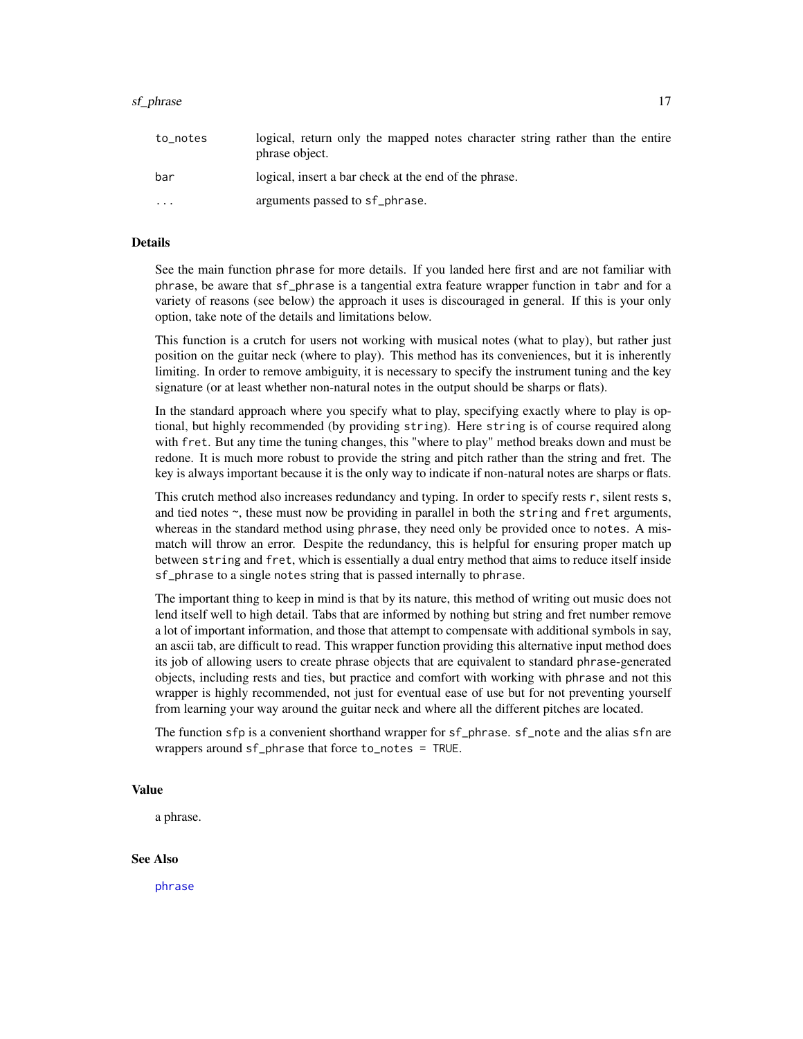| | |
|---|---|
| to_notes | logical, return only the mapped notes character string rather than the entire phrase object. |
| bar | logical, insert a bar check at the end of the phrase. |
| ... | arguments passed to sf_phrase. |

## Details

See the main function phrase for more details. If you landed here first and are not familiar with phrase, be aware that sf_phrase is a tangential extra feature wrapper function in tabr and for a variety of reasons (see below) the approach it uses is discouraged in general. If this is your only option, take note of the details and limitations below.

This function is a crutch for users not working with musical notes (what to play), but rather just position on the guitar neck (where to play). This method has its conveniences, but it is inherently limiting. In order to remove ambiguity, it is necessary to specify the instrument tuning and the key signature (or at least whether non-natural notes in the output should be sharps or flats).

In the standard approach where you specify what to play, specifying exactly where to play is optional, but highly recommended (by providing string). Here string is of course required along with fret. But any time the tuning changes, this "where to play" method breaks down and must be redone. It is much more robust to provide the string and pitch rather than the string and fret. The key is always important because it is the only way to indicate if non-natural notes are sharps or flats.

This crutch method also increases redundancy and typing. In order to specify rests r, silent rests s, and tied notes ~, these must now be providing in parallel in both the string and fret arguments, whereas in the standard method using phrase, they need only be provided once to notes. A mismatch will throw an error. Despite the redundancy, this is helpful for ensuring proper match up between string and fret, which is essentially a dual entry method that aims to reduce itself inside sf_phrase to a single notes string that is passed internally to phrase.

The important thing to keep in mind is that by its nature, this method of writing out music does not lend itself well to high detail. Tabs that are informed by nothing but string and fret number remove a lot of important information, and those that attempt to compensate with additional symbols in say, an ascii tab, are difficult to read. This wrapper function providing this alternative input method does its job of allowing users to create phrase objects that are equivalent to standard phrase-generated objects, including rests and ties, but practice and comfort with working with phrase and not this wrapper is highly recommended, not just for eventual ease of use but for not preventing yourself from learning your way around the guitar neck and where all the different pitches are located.

The function sfp is a convenient shorthand wrapper for sf_phrase. sf_note and the alias sfn are wrappers around sf_phrase that force to_notes = TRUE.

## Value

a phrase.

## See Also

phrase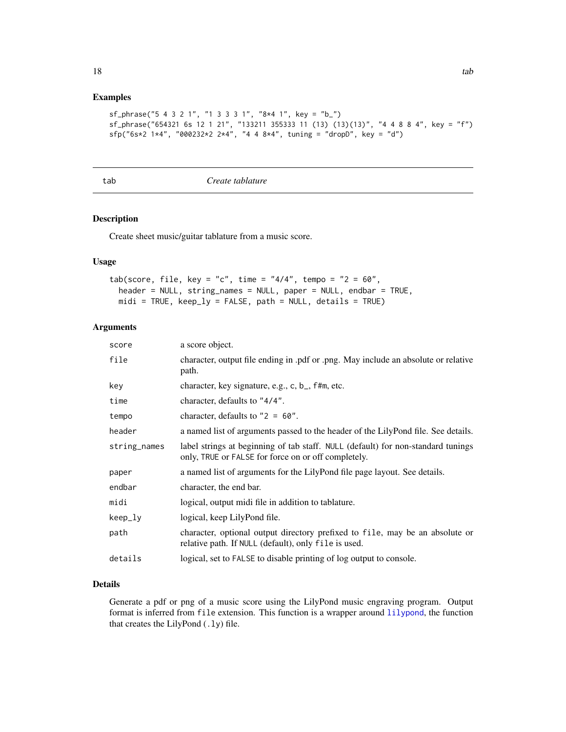## Examples

```
sf_phrase("5 4 3 2 1", "1 3 3 3 1", "8*4 1", key = "b_")
sf_phrase("654321 6s 12 1 21", "133211 355333 11 (13) (13)(13)", "4 4 8 8 4", key = "f")
sfp("6s*2 1*4", "000232*2 2*4", "4 4 8*4", tuning = "dropD", key = "d")
```

---

# tab *Create tablature*

## Description

Create sheet music/guitar tablature from a music score.

## Usage

```
tab(score, file, key = "c", time = "4/4", tempo = "2 = 60",
  header = NULL, string_names = NULL, paper = NULL, endbar = TRUE,
  midi = TRUE, keep_ly = FALSE, path = NULL, details = TRUE)
```

## Arguments

| | |
|---|---|
| `score` | a score object. |
| `file` | character, output file ending in .pdf or .png. May include an absolute or relative path. |
| `key` | character, key signature, e.g., `c`, `b_`, `f#m`, etc. |
| `time` | character, defaults to `"4/4"`. |
| `tempo` | character, defaults to `"2 = 60"`. |
| `header` | a named list of arguments passed to the header of the LilyPond file. See details. |
| `string_names` | label strings at beginning of tab staff. `NULL` (default) for non-standard tunings only, `TRUE` or `FALSE` for force on or off completely. |
| `paper` | a named list of arguments for the LilyPond file page layout. See details. |
| `endbar` | character, the end bar. |
| `midi` | logical, output midi file in addition to tablature. |
| `keep_ly` | logical, keep LilyPond file. |
| `path` | character, optional output directory prefixed to `file`, may be an absolute or relative path. If `NULL` (default), only `file` is used. |
| `details` | logical, set to `FALSE` to disable printing of log output to console. |

## Details

Generate a pdf or png of a music score using the LilyPond music engraving program. Output format is inferred from `file` extension. This function is a wrapper around `lilypond`, the function that creates the LilyPond (`.ly`) file.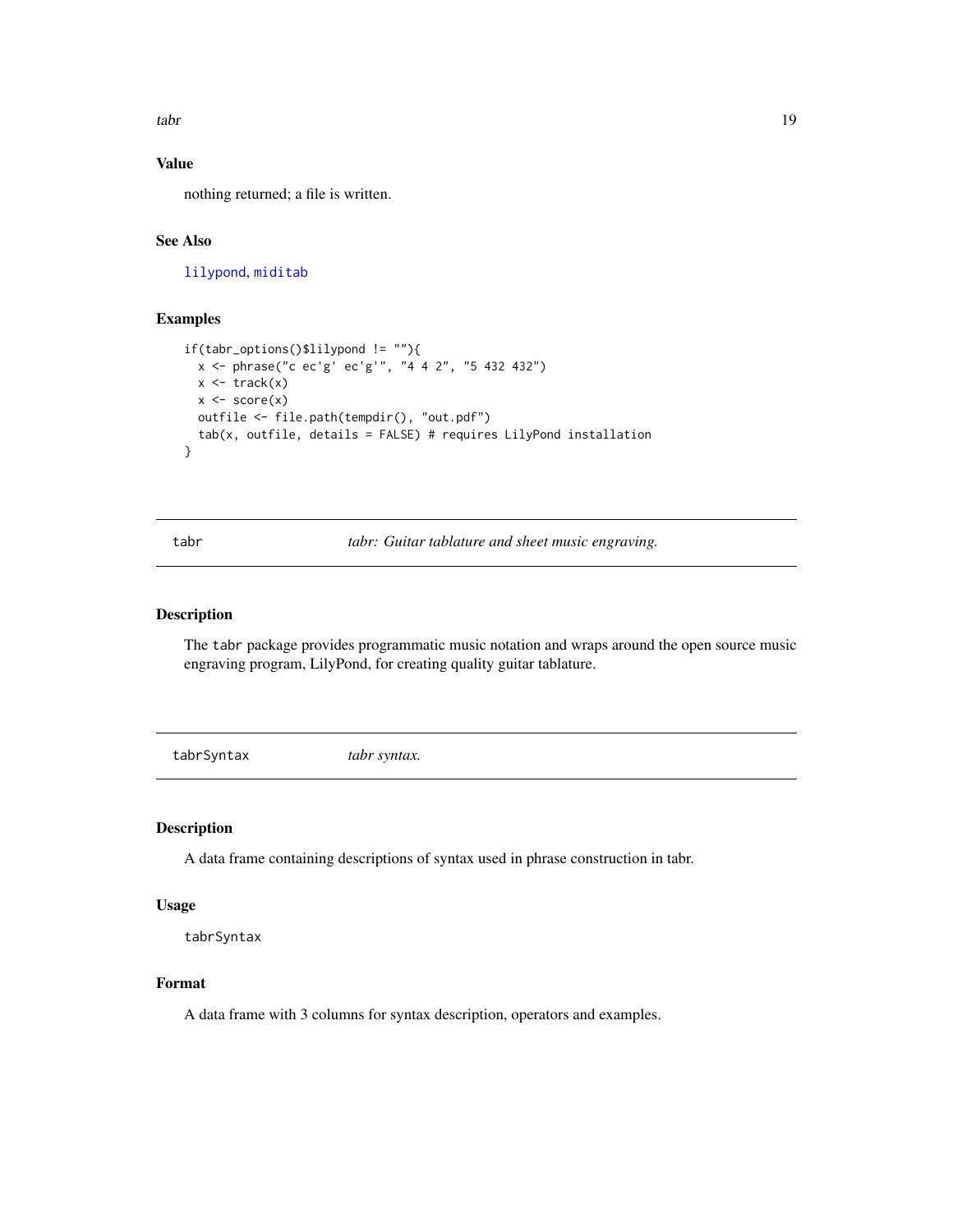### Value

nothing returned; a file is written.

### See Also

lilypond, miditab

### Examples

```
if(tabr_options()$lilypond != ""){
  x <- phrase("c ec'g' ec'g'", "4 4 2", "5 432 432")
  x <- track(x)
  x <- score(x)
  outfile <- file.path(tempdir(), "out.pdf")
  tab(x, outfile, details = FALSE) # requires LilyPond installation
}
```

## tabr — *tabr: Guitar tablature and sheet music engraving.*

### Description

The tabr package provides programmatic music notation and wraps around the open source music engraving program, LilyPond, for creating quality guitar tablature.

## tabrSyntax — *tabr syntax.*

### Description

A data frame containing descriptions of syntax used in phrase construction in tabr.

### Usage

```
tabrSyntax
```

### Format

A data frame with 3 columns for syntax description, operators and examples.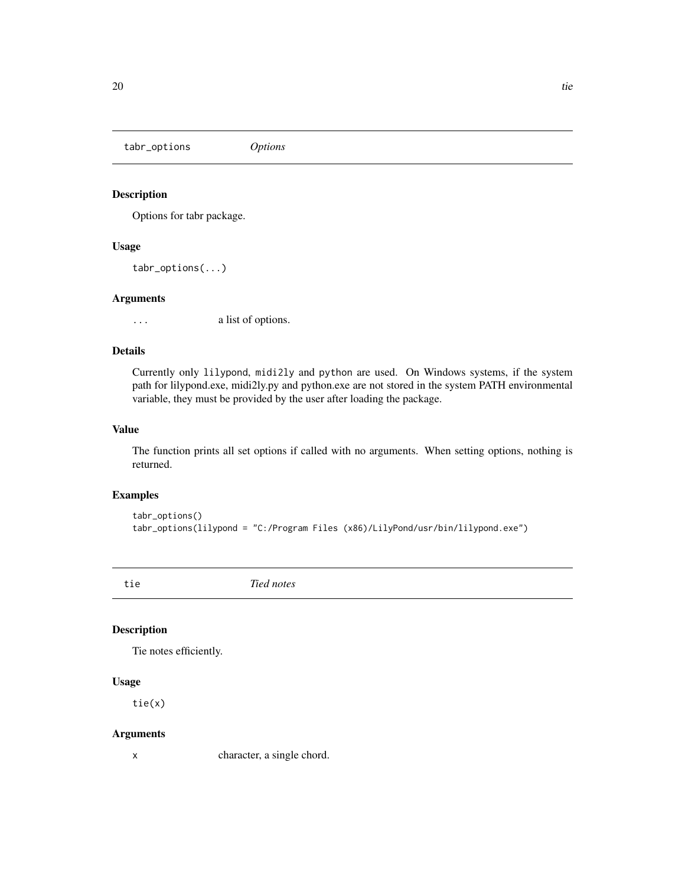## tabr_options *Options*

### Description

Options for tabr package.

### Usage

```
tabr_options(...)
```

### Arguments

`...` a list of options.

### Details

Currently only `lilypond`, `midi2ly` and `python` are used. On Windows systems, if the system path for lilypond.exe, midi2ly.py and python.exe are not stored in the system PATH environmental variable, they must be provided by the user after loading the package.

### Value

The function prints all set options if called with no arguments. When setting options, nothing is returned.

### Examples

```
tabr_options()
tabr_options(lilypond = "C:/Program Files (x86)/LilyPond/usr/bin/lilypond.exe")
```

## tie *Tied notes*

### Description

Tie notes efficiently.

### Usage

```
tie(x)
```

### Arguments

`x` character, a single chord.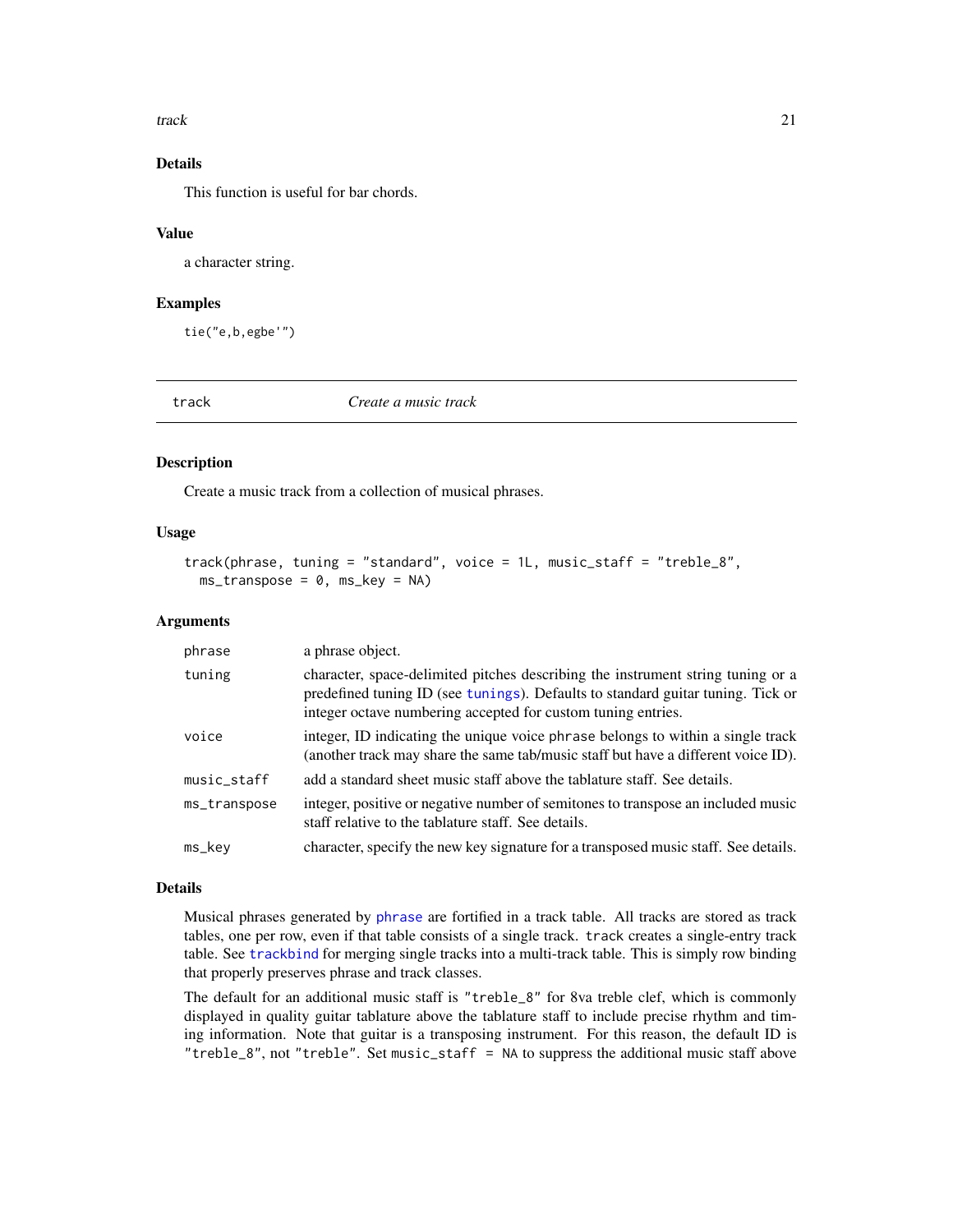### Details

This function is useful for bar chords.

### Value

a character string.

### Examples

```
tie("e,b,egbe'")
```

---

## track — *Create a music track*

### Description

Create a music track from a collection of musical phrases.

### Usage

```
track(phrase, tuning = "standard", voice = 1L, music_staff = "treble_8",
  ms_transpose = 0, ms_key = NA)
```

### Arguments

| | |
|---|---|
| `phrase` | a phrase object. |
| `tuning` | character, space-delimited pitches describing the instrument string tuning or a predefined tuning ID (see `tunings`). Defaults to standard guitar tuning. Tick or integer octave numbering accepted for custom tuning entries. |
| `voice` | integer, ID indicating the unique voice `phrase` belongs to within a single track (another track may share the same tab/music staff but have a different voice ID). |
| `music_staff` | add a standard sheet music staff above the tablature staff. See details. |
| `ms_transpose` | integer, positive or negative number of semitones to transpose an included music staff relative to the tablature staff. See details. |
| `ms_key` | character, specify the new key signature for a transposed music staff. See details. |

### Details

Musical phrases generated by `phrase` are fortified in a track table. All tracks are stored as track tables, one per row, even if that table consists of a single track. `track` creates a single-entry track table. See `trackbind` for merging single tracks into a multi-track table. This is simply row binding that properly preserves phrase and track classes.

The default for an additional music staff is `"treble_8"` for 8va treble clef, which is commonly displayed in quality guitar tablature above the tablature staff to include precise rhythm and timing information. Note that guitar is a transposing instrument. For this reason, the default ID is `"treble_8"`, not `"treble"`. Set `music_staff = NA` to suppress the additional music staff above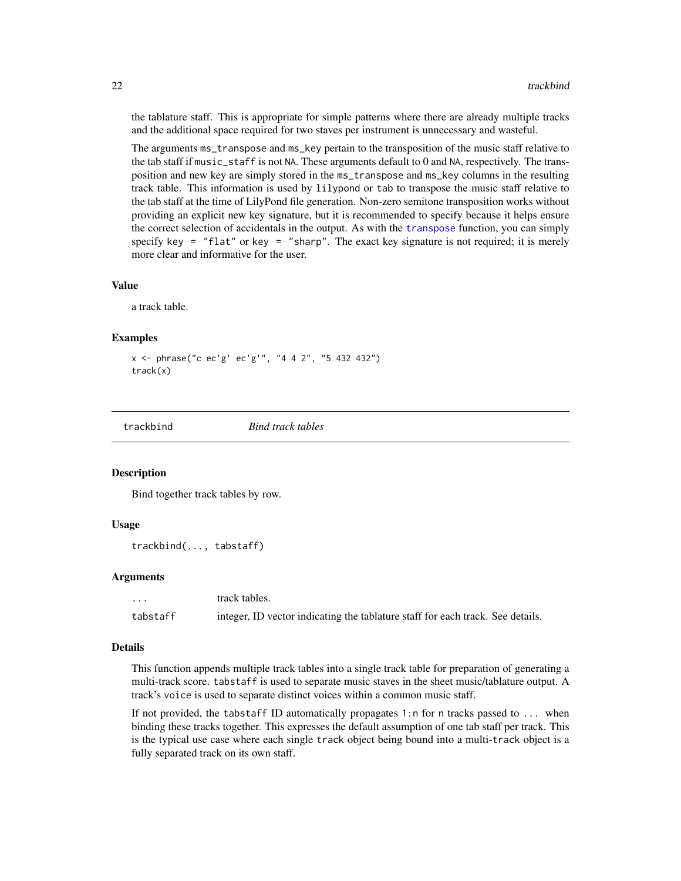the tablature staff. This is appropriate for simple patterns where there are already multiple tracks and the additional space required for two staves per instrument is unnecessary and wasteful.

The arguments `ms_transpose` and `ms_key` pertain to the transposition of the music staff relative to the tab staff if `music_staff` is not `NA`. These arguments default to 0 and `NA`, respectively. The transposition and new key are simply stored in the `ms_transpose` and `ms_key` columns in the resulting track table. This information is used by `lilypond` or `tab` to transpose the music staff relative to the tab staff at the time of LilyPond file generation. Non-zero semitone transposition works without providing an explicit new key signature, but it is recommended to specify because it helps ensure the correct selection of accidentals in the output. As with the `transpose` function, you can simply specify `key = "flat"` or `key = "sharp"`. The exact key signature is not required; it is merely more clear and informative for the user.

### Value

a track table.

### Examples

```
x <- phrase("c ec'g' ec'g'", "4 4 2", "5 432 432")
track(x)
```

---

## trackbind — *Bind track tables*

### Description

Bind together track tables by row.

### Usage

```
trackbind(..., tabstaff)
```

### Arguments

| | |
|---|---|
| `...` | track tables. |
| `tabstaff` | integer, ID vector indicating the tablature staff for each track. See details. |

### Details

This function appends multiple track tables into a single track table for preparation of generating a multi-track score. `tabstaff` is used to separate music staves in the sheet music/tablature output. A track's `voice` is used to separate distinct voices within a common music staff.

If not provided, the `tabstaff` ID automatically propagates `1:n` for `n` tracks passed to `...` when binding these tracks together. This expresses the default assumption of one tab staff per track. This is the typical use case where each single `track` object being bound into a multi-`track` object is a fully separated track on its own staff.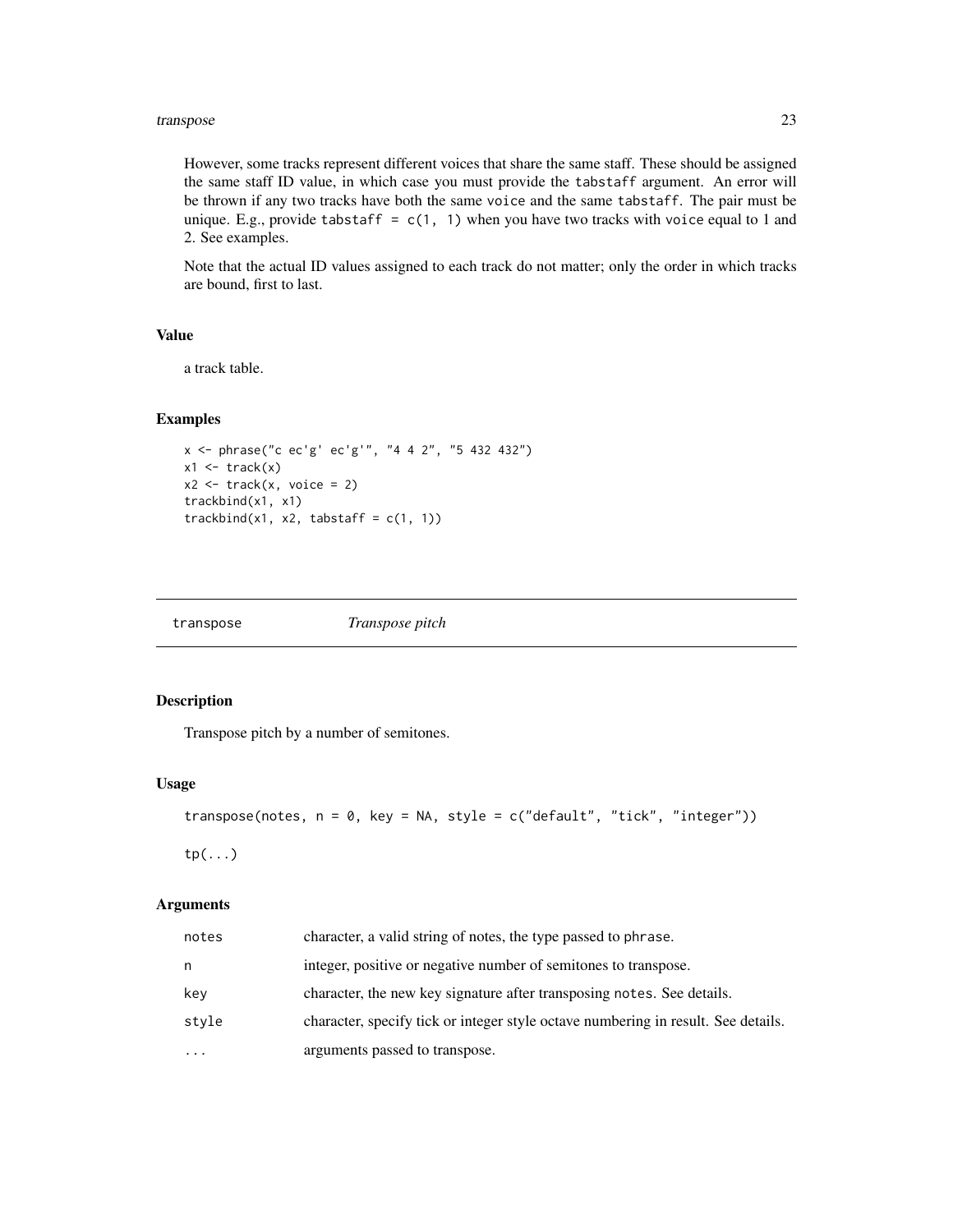However, some tracks represent different voices that share the same staff. These should be assigned the same staff ID value, in which case you must provide the tabstaff argument. An error will be thrown if any two tracks have both the same voice and the same tabstaff. The pair must be unique. E.g., provide tabstaff = c(1, 1) when you have two tracks with voice equal to 1 and 2. See examples.

Note that the actual ID values assigned to each track do not matter; only the order in which tracks are bound, first to last.

### Value

a track table.

### Examples

```
x <- phrase("c ec'g' ec'g'", "4 4 2", "5 432 432")
x1 <- track(x)
x2 <- track(x, voice = 2)
trackbind(x1, x1)
trackbind(x1, x2, tabstaff = c(1, 1))
```

## transpose    *Transpose pitch*

### Description

Transpose pitch by a number of semitones.

### Usage

```
transpose(notes, n = 0, key = NA, style = c("default", "tick", "integer"))

tp(...)
```

### Arguments

| | |
|---|---|
| notes | character, a valid string of notes, the type passed to phrase. |
| n | integer, positive or negative number of semitones to transpose. |
| key | character, the new key signature after transposing notes. See details. |
| style | character, specify tick or integer style octave numbering in result. See details. |
| ... | arguments passed to transpose. |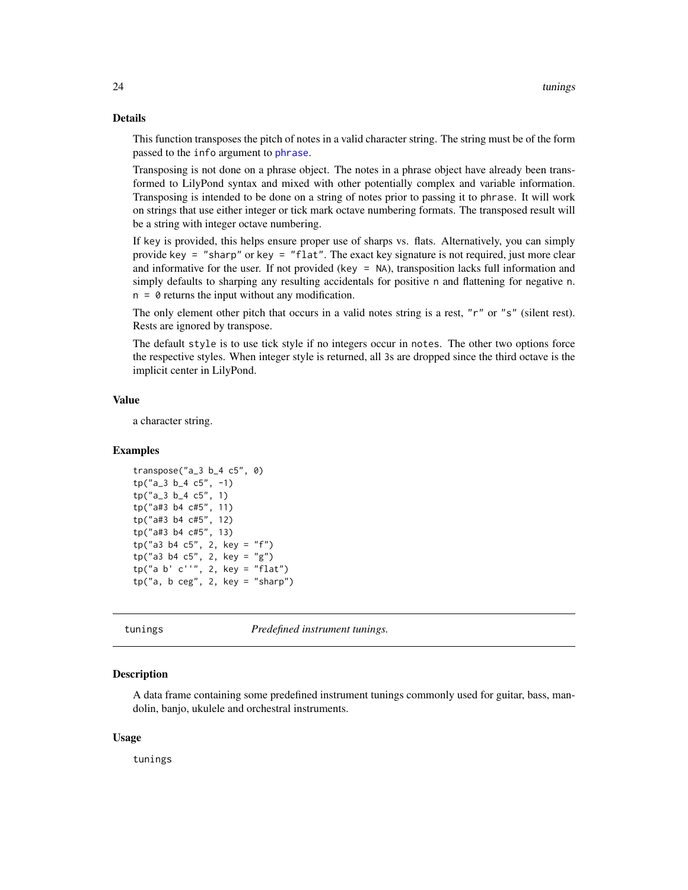### Details

This function transposes the pitch of notes in a valid character string. The string must be of the form passed to the `info` argument to `phrase`.

Transposing is not done on a phrase object. The notes in a phrase object have already been transformed to LilyPond syntax and mixed with other potentially complex and variable information. Transposing is intended to be done on a string of notes prior to passing it to `phrase`. It will work on strings that use either integer or tick mark octave numbering formats. The transposed result will be a string with integer octave numbering.

If `key` is provided, this helps ensure proper use of sharps vs. flats. Alternatively, you can simply provide `key = "sharp"` or `key = "flat"`. The exact key signature is not required, just more clear and informative for the user. If not provided (`key = NA`), transposition lacks full information and simply defaults to sharping any resulting accidentals for positive `n` and flattening for negative `n`. `n = 0` returns the input without any modification.

The only element other pitch that occurs in a valid notes string is a rest, `"r"` or `"s"` (silent rest). Rests are ignored by transpose.

The default `style` is to use tick style if no integers occur in `notes`. The other two options force the respective styles. When integer style is returned, all `3`s are dropped since the third octave is the implicit center in LilyPond.

### Value

a character string.

### Examples

```
transpose("a_3 b_4 c5", 0)
tp("a_3 b_4 c5", -1)
tp("a_3 b_4 c5", 1)
tp("a#3 b4 c#5", 11)
tp("a#3 b4 c#5", 12)
tp("a#3 b4 c#5", 13)
tp("a3 b4 c5", 2, key = "f")
tp("a3 b4 c5", 2, key = "g")
tp("a b' c''", 2, key = "flat")
tp("a, b ceg", 2, key = "sharp")
```

---

## tunings — *Predefined instrument tunings.*

### Description

A data frame containing some predefined instrument tunings commonly used for guitar, bass, mandolin, banjo, ukulele and orchestral instruments.

### Usage

```
tunings
```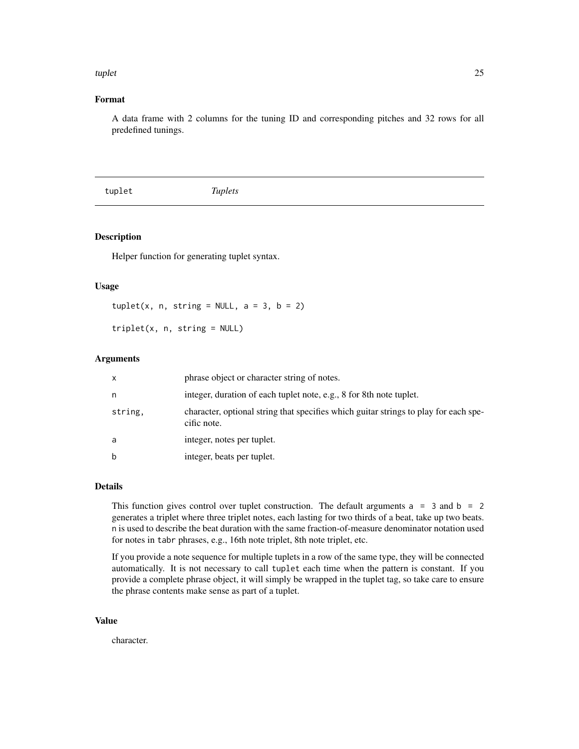## Format

A data frame with 2 columns for the tuning ID and corresponding pitches and 32 rows for all predefined tunings.

---

# tuplet *Tuplets*

## Description

Helper function for generating tuplet syntax.

## Usage

```
tuplet(x, n, string = NULL, a = 3, b = 2)

triplet(x, n, string = NULL)
```

## Arguments

| | |
|---|---|
| x | phrase object or character string of notes. |
| n | integer, duration of each tuplet note, e.g., 8 for 8th note tuplet. |
| string, | character, optional string that specifies which guitar strings to play for each specific note. |
| a | integer, notes per tuplet. |
| b | integer, beats per tuplet. |

## Details

This function gives control over tuplet construction. The default arguments `a = 3` and `b = 2` generates a triplet where three triplet notes, each lasting for two thirds of a beat, take up two beats. `n` is used to describe the beat duration with the same fraction-of-measure denominator notation used for notes in `tabr` phrases, e.g., 16th note triplet, 8th note triplet, etc.

If you provide a note sequence for multiple tuplets in a row of the same type, they will be connected automatically. It is not necessary to call `tuplet` each time when the pattern is constant. If you provide a complete phrase object, it will simply be wrapped in the tuplet tag, so take care to ensure the phrase contents make sense as part of a tuplet.

## Value

character.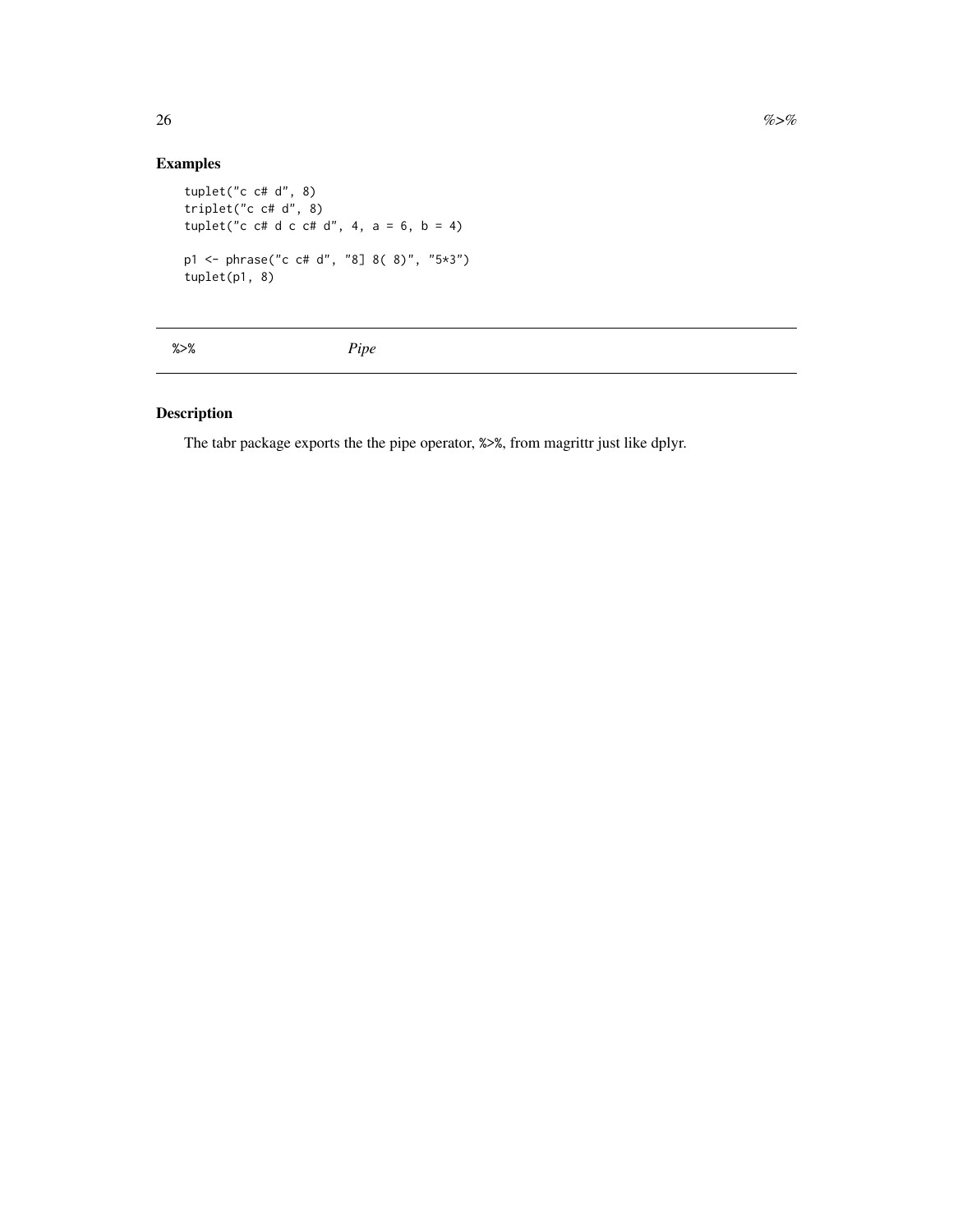## Examples

```
tuplet("c c# d", 8)
triplet("c c# d", 8)
tuplet("c c# d c c# d", 4, a = 6, b = 4)

p1 <- phrase("c c# d", "8] 8( 8)", "5*3")
tuplet(p1, 8)
```

---

`%>%` *Pipe*

---

## Description

The tabr package exports the the pipe operator, `%>%`, from magrittr just like dplyr.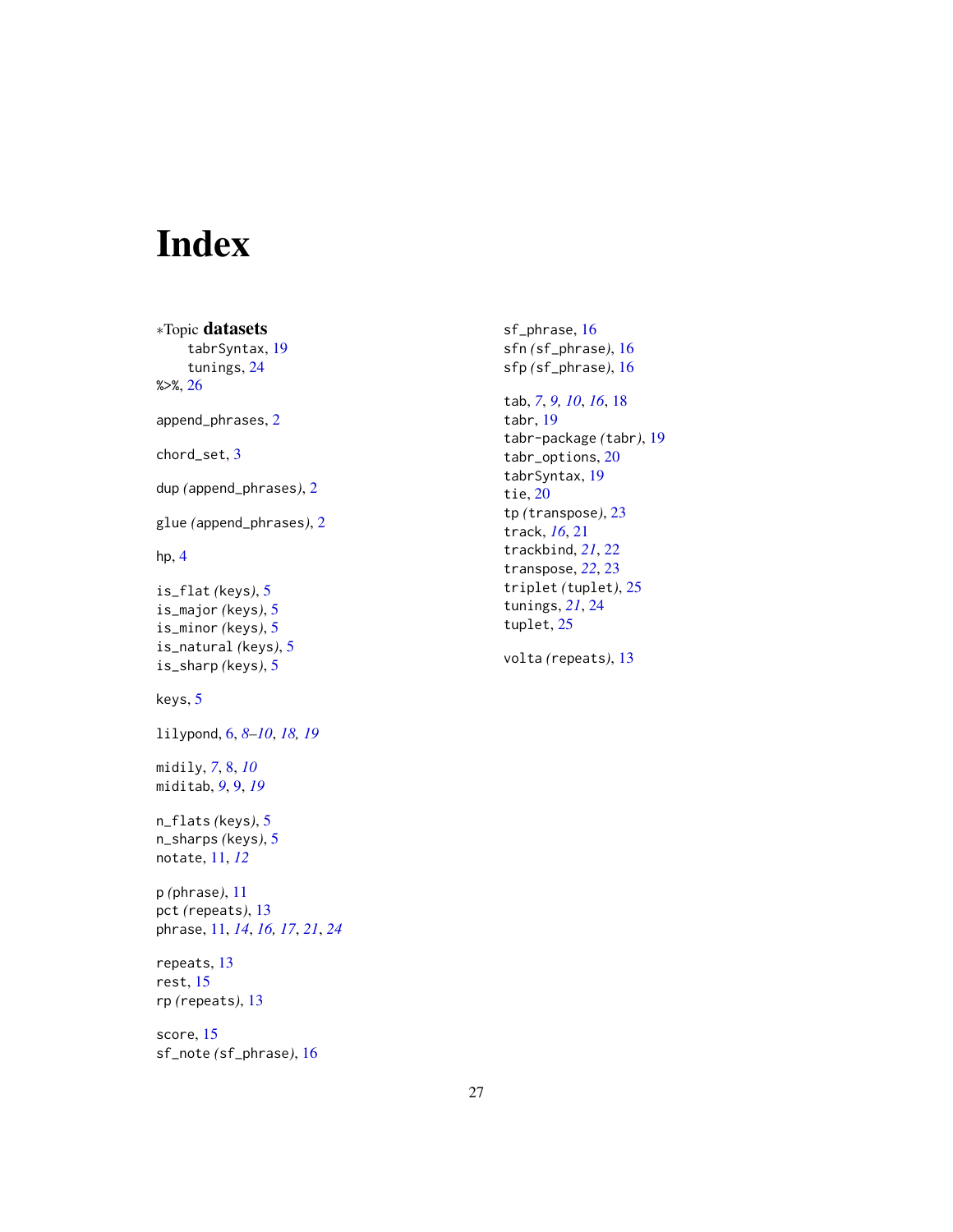# Index

*Topic **datasets**
  tabrSyntax, 19
  tunings, 24

%>%, 26

append_phrases, 2

chord_set, 3

dup (append_phrases), 2

glue (append_phrases), 2

hp, 4

is_flat (keys), 5
is_major (keys), 5
is_minor (keys), 5
is_natural (keys), 5
is_sharp (keys), 5

keys, 5

lilypond, 6, *8–10*, *18, 19*

midily, *7*, 8, *10*
miditab, *9*, 9, *19*

n_flats (keys), 5
n_sharps (keys), 5
notate, 11, *12*

p (phrase), 11
pct (repeats), 13
phrase, 11, *14*, *16, 17*, *21*, *24*

repeats, 13
rest, 15
rp (repeats), 13

score, 15
sf_note (sf_phrase), 16
sf_phrase, 16
sfn (sf_phrase), 16
sfp (sf_phrase), 16

tab, *7*, *9, 10*, *16*, 18
tabr, 19
tabr-package (tabr), 19
tabr_options, 20
tabrSyntax, 19
tie, 20
tp (transpose), 23
track, *16*, 21
trackbind, *21*, 22
transpose, *22*, 23
triplet (tuplet), 25
tunings, *21*, 24
tuplet, 25

volta (repeats), 13